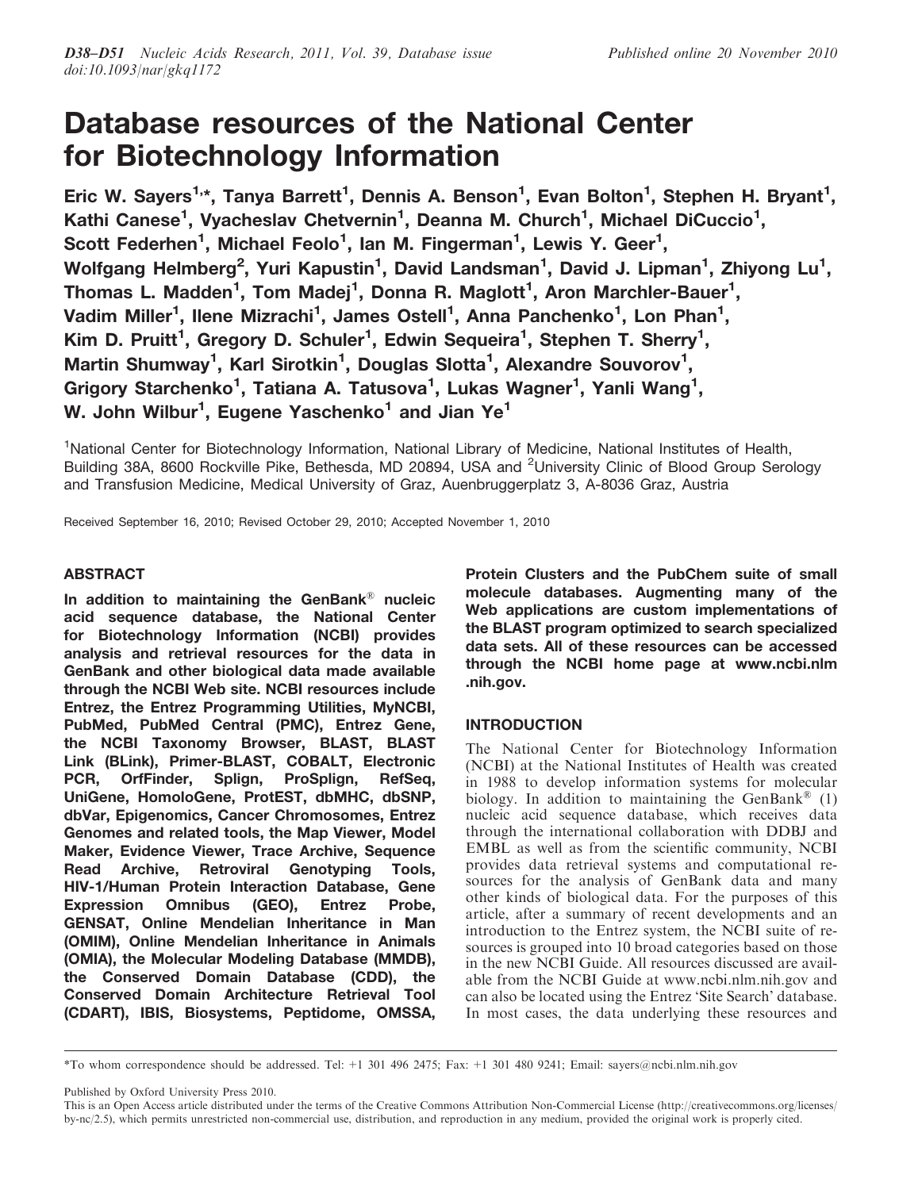# Database resources of the National Center for Biotechnology Information

Eric W. Sayers[1,*], Tanya Barrett[1], Dennis A. Benson[1], Evan Bolton[1], Stephen H. Bryant[1], Kathi Canese[1], Vyacheslav Chetvernin[1], Deanna M. Church[1], Michael DiCuccio[1], Scott Federhen[1], Michael Feolo[1], Ian M. Fingerman[1], Lewis Y. Geer[1], Wolfgang Helmberg[2], Yuri Kapustin[1], David Landsman[1], David J. Lipman[1], Zhiyong Lu[1], Thomas L. Madden[1], Tom Madej[1], Donna R. Maglott[1], Aron Marchler-Bauer[1], Vadim Miller[1], Ilene Mizrachi[1], James Ostell[1], Anna Panchenko[1], Lon Phan[1], Kim D. Pruitt[1], Gregory D. Schuler[1], Edwin Sequeira[1], Stephen T. Sherry[1], Martin Shumway[1], Karl Sirotkin[1], Douglas Slotta[1], Alexandre Souvorov[1], Grigory Starchenko[1], Tatiana A. Tatusova[1], Lukas Wagner[1], Yanli Wang[1], W. John Wilbur[1], Eugene Yaschenko[1] and Jian Ye[1]

[1]National Center for Biotechnology Information, National Library of Medicine, National Institutes of Health, Building 38A, 8600 Rockville Pike, Bethesda, MD 20894, USA and [2]University Clinic of Blood Group Serology and Transfusion Medicine, Medical University of Graz, Auenbruggerplatz 3, A-8036 Graz, Austria

Received September 16, 2010; Revised October 29, 2010; Accepted November 1, 2010

## ABSTRACT

**In addition to maintaining the GenBank® nucleic acid sequence database, the National Center for Biotechnology Information (NCBI) provides analysis and retrieval resources for the data in GenBank and other biological data made available through the NCBI Web site. NCBI resources include Entrez, the Entrez Programming Utilities, MyNCBI, PubMed, PubMed Central (PMC), Entrez Gene, the NCBI Taxonomy Browser, BLAST, BLAST Link (BLink), Primer-BLAST, COBALT, Electronic PCR, OrfFinder, Splign, ProSplign, RefSeq, UniGene, HomoloGene, ProtEST, dbMHC, dbSNP, dbVar, Epigenomics, Cancer Chromosomes, Entrez Genomes and related tools, the Map Viewer, Model Maker, Evidence Viewer, Trace Archive, Sequence Read Archive, Retroviral Genotyping Tools, HIV-1/Human Protein Interaction Database, Gene Expression Omnibus (GEO), Entrez Probe, GENSAT, Online Mendelian Inheritance in Man (OMIM), Online Mendelian Inheritance in Animals (OMIA), the Molecular Modeling Database (MMDB), the Conserved Domain Database (CDD), the Conserved Domain Architecture Retrieval Tool (CDART), IBIS, Biosystems, Peptidome, OMSSA, Protein Clusters and the PubChem suite of small molecule databases. Augmenting many of the Web applications are custom implementations of the BLAST program optimized to search specialized data sets. All of these resources can be accessed through the NCBI home page at www.ncbi.nlm.nih.gov.**

## INTRODUCTION

The National Center for Biotechnology Information (NCBI) at the National Institutes of Health was created in 1988 to develop information systems for molecular biology. In addition to maintaining the GenBank® (1) nucleic acid sequence database, which receives data through the international collaboration with DDBJ and EMBL as well as from the scientific community, NCBI provides data retrieval systems and computational resources for the analysis of GenBank data and many other kinds of biological data. For the purposes of this article, after a summary of recent developments and an introduction to the Entrez system, the NCBI suite of resources is grouped into 10 broad categories based on those in the new NCBI Guide. All resources discussed are available from the NCBI Guide at www.ncbi.nlm.nih.gov and can also be located using the Entrez 'Site Search' database. In most cases, the data underlying these resources and

*To whom correspondence should be addressed. Tel: +1 301 496 2475; Fax: +1 301 480 9241; Email: sayers@ncbi.nlm.nih.gov

Published by Oxford University Press 2010.

This is an Open Access article distributed under the terms of the Creative Commons Attribution Non-Commercial License (http://creativecommons.org/licenses/by-nc/2.5), which permits unrestricted non-commercial use, distribution, and reproduction in any medium, provided the original work is properly cited.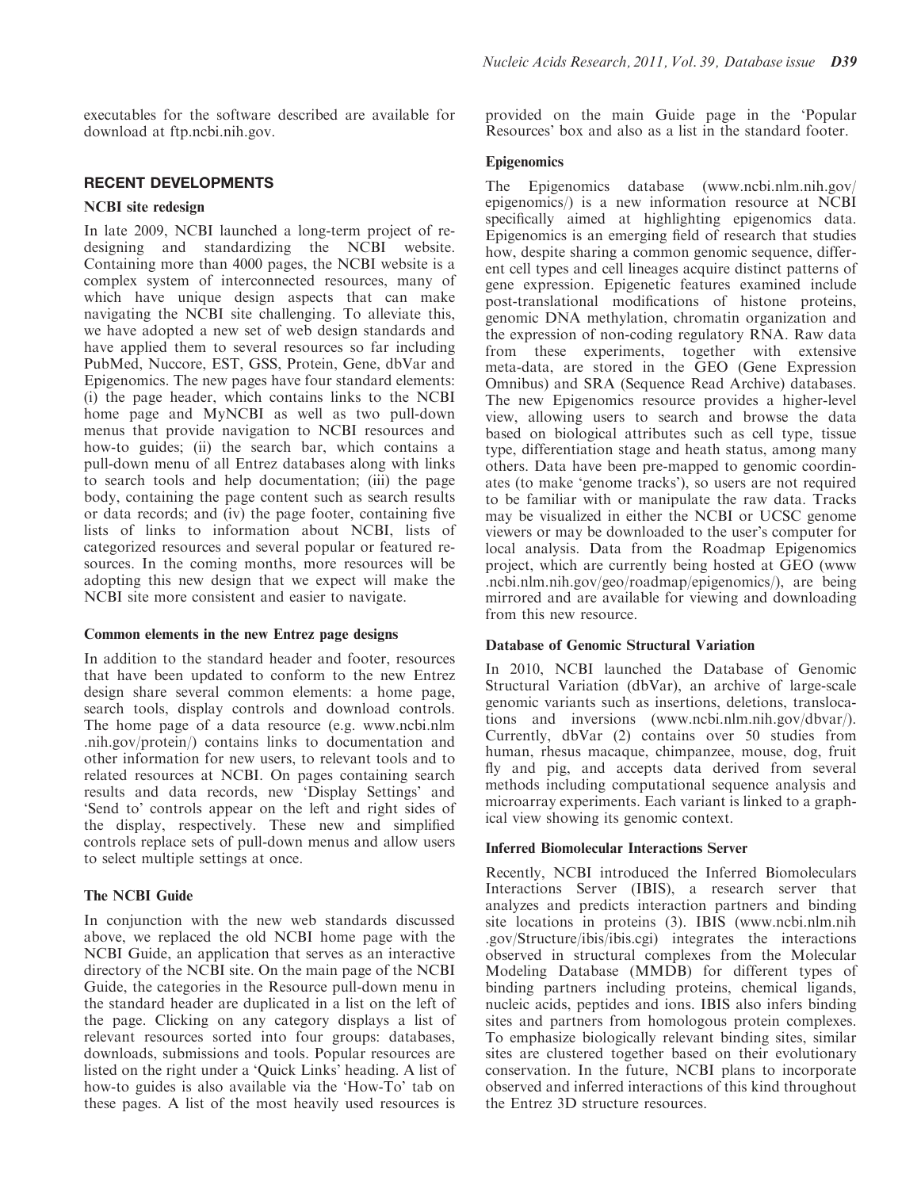executables for the software described are available for download at ftp.ncbi.nih.gov.

## RECENT DEVELOPMENTS

### NCBI site redesign

In late 2009, NCBI launched a long-term project of re-designing and standardizing the NCBI website. Containing more than 4000 pages, the NCBI website is a complex system of interconnected resources, many of which have unique design aspects that can make navigating the NCBI site challenging. To alleviate this, we have adopted a new set of web design standards and have applied them to several resources so far including PubMed, Nuccore, EST, GSS, Protein, Gene, dbVar and Epigenomics. The new pages have four standard elements: (i) the page header, which contains links to the NCBI home page and MyNCBI as well as two pull-down menus that provide navigation to NCBI resources and how-to guides; (ii) the search bar, which contains a pull-down menu of all Entrez databases along with links to search tools and help documentation; (iii) the page body, containing the page content such as search results or data records; and (iv) the page footer, containing five lists of links to information about NCBI, lists of categorized resources and several popular or featured resources. In the coming months, more resources will be adopting this new design that we expect will make the NCBI site more consistent and easier to navigate.

### Common elements in the new Entrez page designs

In addition to the standard header and footer, resources that have been updated to conform to the new Entrez design share several common elements: a home page, search tools, display controls and download controls. The home page of a data resource (e.g. www.ncbi.nlm.nih.gov/protein/) contains links to documentation and other information for new users, to relevant tools and to related resources at NCBI. On pages containing search results and data records, new 'Display Settings' and 'Send to' controls appear on the left and right sides of the display, respectively. These new and simplified controls replace sets of pull-down menus and allow users to select multiple settings at once.

### The NCBI Guide

In conjunction with the new web standards discussed above, we replaced the old NCBI home page with the NCBI Guide, an application that serves as an interactive directory of the NCBI site. On the main page of the NCBI Guide, the categories in the Resource pull-down menu in the standard header are duplicated in a list on the left of the page. Clicking on any category displays a list of relevant resources sorted into four groups: databases, downloads, submissions and tools. Popular resources are listed on the right under a 'Quick Links' heading. A list of how-to guides is also available via the 'How-To' tab on these pages. A list of the most heavily used resources is provided on the main Guide page in the 'Popular Resources' box and also as a list in the standard footer.

### Epigenomics

The Epigenomics database (www.ncbi.nlm.nih.gov/epigenomics/) is a new information resource at NCBI specifically aimed at highlighting epigenomics data. Epigenomics is an emerging field of research that studies how, despite sharing a common genomic sequence, different cell types and cell lineages acquire distinct patterns of gene expression. Epigenetic features examined include post-translational modifications of histone proteins, genomic DNA methylation, chromatin organization and the expression of non-coding regulatory RNA. Raw data from these experiments, together with extensive meta-data, are stored in the GEO (Gene Expression Omnibus) and SRA (Sequence Read Archive) databases. The new Epigenomics resource provides a higher-level view, allowing users to search and browse the data based on biological attributes such as cell type, tissue type, differentiation stage and heath status, among many others. Data have been pre-mapped to genomic coordinates (to make 'genome tracks'), so users are not required to be familiar with or manipulate the raw data. Tracks may be visualized in either the NCBI or UCSC genome viewers or may be downloaded to the user's computer for local analysis. Data from the Roadmap Epigenomics project, which are currently being hosted at GEO (www.ncbi.nlm.nih.gov/geo/roadmap/epigenomics/), are being mirrored and are available for viewing and downloading from this new resource.

### Database of Genomic Structural Variation

In 2010, NCBI launched the Database of Genomic Structural Variation (dbVar), an archive of large-scale genomic variants such as insertions, deletions, translocations and inversions (www.ncbi.nlm.nih.gov/dbvar/). Currently, dbVar (2) contains over 50 studies from human, rhesus macaque, chimpanzee, mouse, dog, fruit fly and pig, and accepts data derived from several methods including computational sequence analysis and microarray experiments. Each variant is linked to a graphical view showing its genomic context.

### Inferred Biomolecular Interactions Server

Recently, NCBI introduced the Inferred Biomoleculars Interactions Server (IBIS), a research server that analyzes and predicts interaction partners and binding site locations in proteins (3). IBIS (www.ncbi.nlm.nih.gov/Structure/ibis/ibis.cgi) integrates the interactions observed in structural complexes from the Molecular Modeling Database (MMDB) for different types of binding partners including proteins, chemical ligands, nucleic acids, peptides and ions. IBIS also infers binding sites and partners from homologous protein complexes. To emphasize biologically relevant binding sites, similar sites are clustered together based on their evolutionary conservation. In the future, NCBI plans to incorporate observed and inferred interactions of this kind throughout the Entrez 3D structure resources.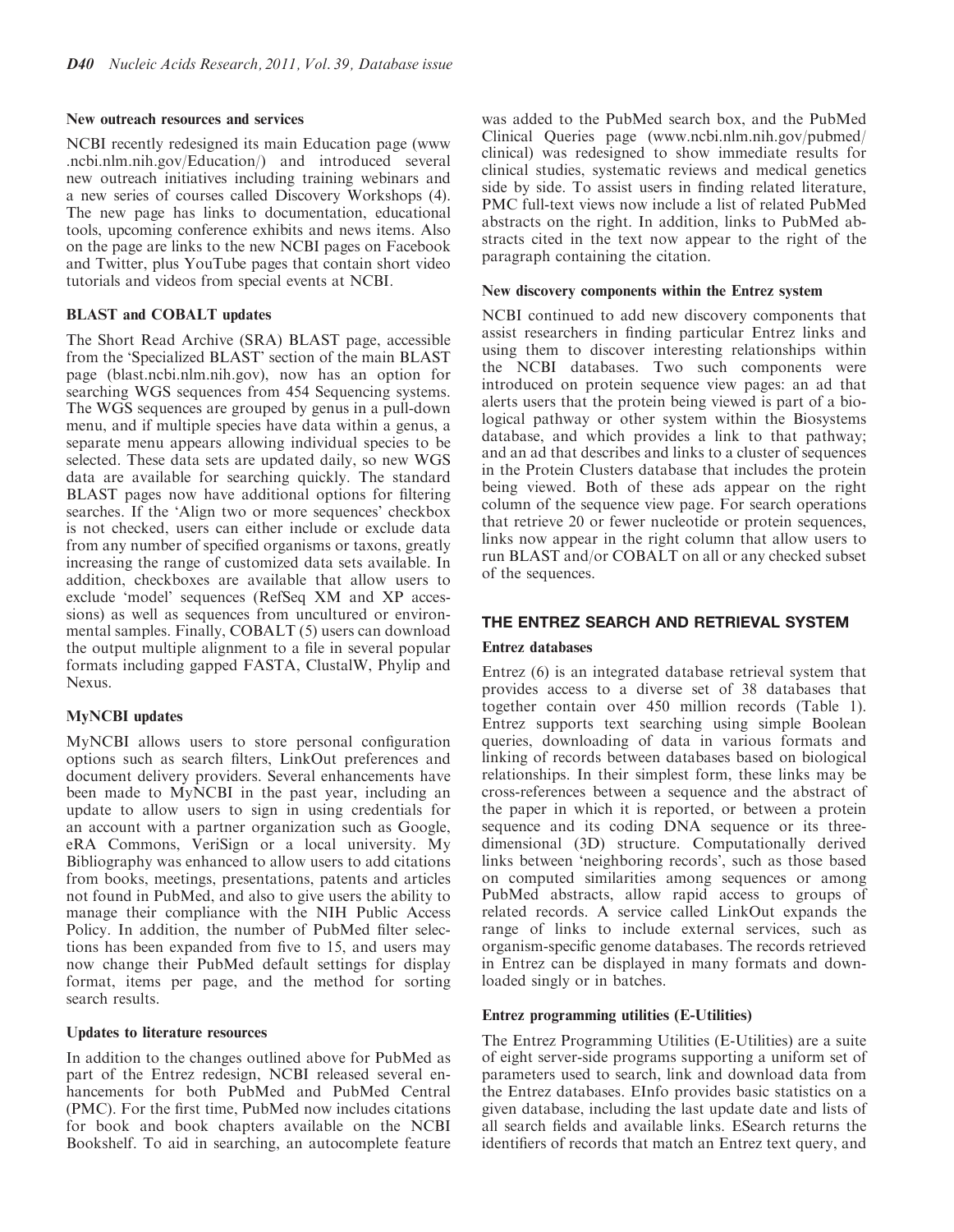### New outreach resources and services

NCBI recently redesigned its main Education page (www.ncbi.nlm.nih.gov/Education/) and introduced several new outreach initiatives including training webinars and a new series of courses called Discovery Workshops (4). The new page has links to documentation, educational tools, upcoming conference exhibits and news items. Also on the page are links to the new NCBI pages on Facebook and Twitter, plus YouTube pages that contain short video tutorials and videos from special events at NCBI.

### BLAST and COBALT updates

The Short Read Archive (SRA) BLAST page, accessible from the 'Specialized BLAST' section of the main BLAST page (blast.ncbi.nlm.nih.gov), now has an option for searching WGS sequences from 454 Sequencing systems. The WGS sequences are grouped by genus in a pull-down menu, and if multiple species have data within a genus, a separate menu appears allowing individual species to be selected. These data sets are updated daily, so new WGS data are available for searching quickly. The standard BLAST pages now have additional options for filtering searches. If the 'Align two or more sequences' checkbox is not checked, users can either include or exclude data from any number of specified organisms or taxons, greatly increasing the range of customized data sets available. In addition, checkboxes are available that allow users to exclude 'model' sequences (RefSeq XM and XP accessions) as well as sequences from uncultured or environmental samples. Finally, COBALT (5) users can download the output multiple alignment to a file in several popular formats including gapped FASTA, ClustalW, Phylip and Nexus.

### MyNCBI updates

MyNCBI allows users to store personal configuration options such as search filters, LinkOut preferences and document delivery providers. Several enhancements have been made to MyNCBI in the past year, including an update to allow users to sign in using credentials for an account with a partner organization such as Google, eRA Commons, VeriSign or a local university. My Bibliography was enhanced to allow users to add citations from books, meetings, presentations, patents and articles not found in PubMed, and also to give users the ability to manage their compliance with the NIH Public Access Policy. In addition, the number of PubMed filter selections has been expanded from five to 15, and users may now change their PubMed default settings for display format, items per page, and the method for sorting search results.

### Updates to literature resources

In addition to the changes outlined above for PubMed as part of the Entrez redesign, NCBI released several enhancements for both PubMed and PubMed Central (PMC). For the first time, PubMed now includes citations for book and book chapters available on the NCBI Bookshelf. To aid in searching, an autocomplete feature was added to the PubMed search box, and the PubMed Clinical Queries page (www.ncbi.nlm.nih.gov/pubmed/clinical) was redesigned to show immediate results for clinical studies, systematic reviews and medical genetics side by side. To assist users in finding related literature, PMC full-text views now include a list of related PubMed abstracts on the right. In addition, links to PubMed abstracts cited in the text now appear to the right of the paragraph containing the citation.

### New discovery components within the Entrez system

NCBI continued to add new discovery components that assist researchers in finding particular Entrez links and using them to discover interesting relationships within the NCBI databases. Two such components were introduced on protein sequence view pages: an ad that alerts users that the protein being viewed is part of a biological pathway or other system within the Biosystems database, and which provides a link to that pathway; and an ad that describes and links to a cluster of sequences in the Protein Clusters database that includes the protein being viewed. Both of these ads appear on the right column of the sequence view page. For search operations that retrieve 20 or fewer nucleotide or protein sequences, links now appear in the right column that allow users to run BLAST and/or COBALT on all or any checked subset of the sequences.

## THE ENTREZ SEARCH AND RETRIEVAL SYSTEM

### Entrez databases

Entrez (6) is an integrated database retrieval system that provides access to a diverse set of 38 databases that together contain over 450 million records (Table 1). Entrez supports text searching using simple Boolean queries, downloading of data in various formats and linking of records between databases based on biological relationships. In their simplest form, these links may be cross-references between a sequence and the abstract of the paper in which it is reported, or between a protein sequence and its coding DNA sequence or its three-dimensional (3D) structure. Computationally derived links between 'neighboring records', such as those based on computed similarities among sequences or among PubMed abstracts, allow rapid access to groups of related records. A service called LinkOut expands the range of links to include external services, such as organism-specific genome databases. The records retrieved in Entrez can be displayed in many formats and downloaded singly or in batches.

### Entrez programming utilities (E-Utilities)

The Entrez Programming Utilities (E-Utilities) are a suite of eight server-side programs supporting a uniform set of parameters used to search, link and download data from the Entrez databases. EInfo provides basic statistics on a given database, including the last update date and lists of all search fields and available links. ESearch returns the identifiers of records that match an Entrez text query, and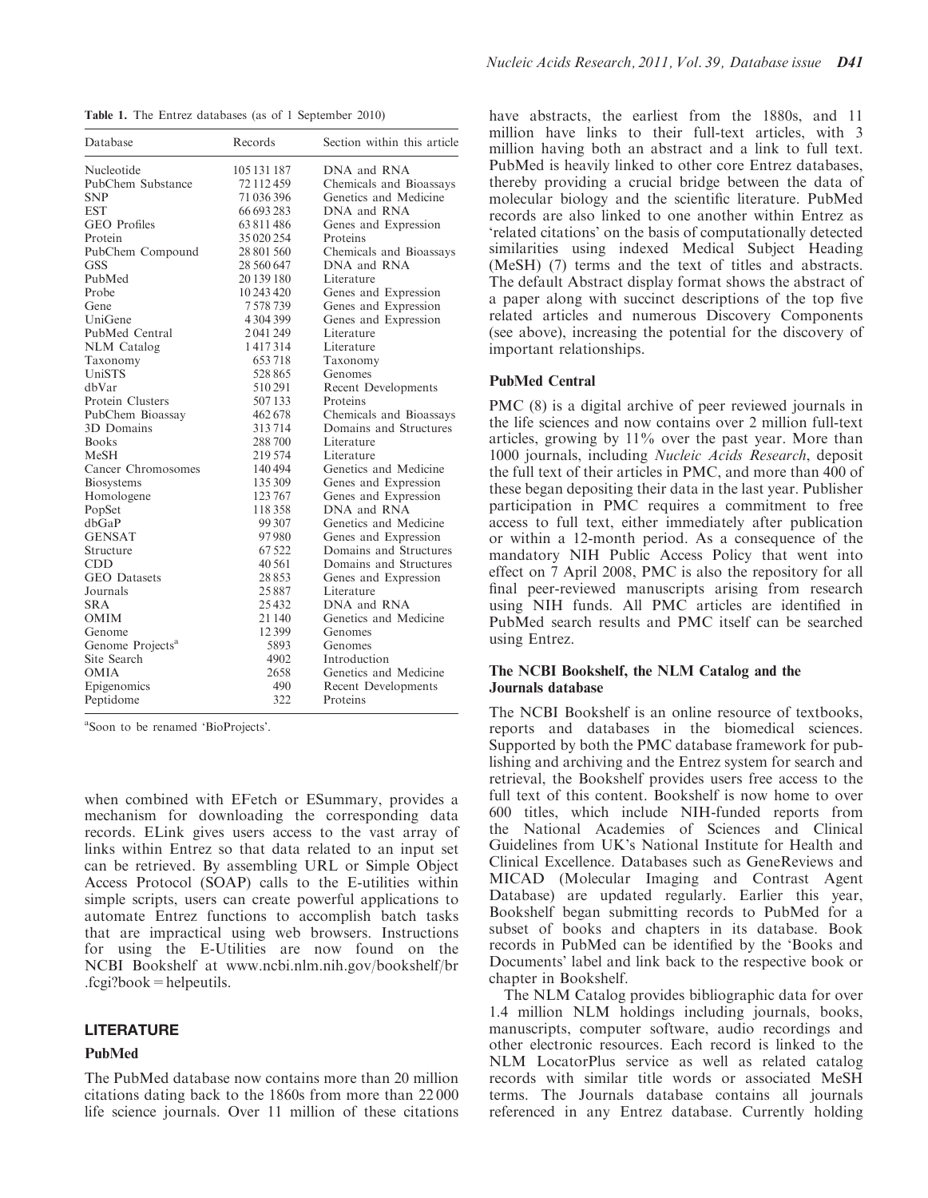**Table 1.** The Entrez databases (as of 1 September 2010)

| Database | Records | Section within this article |
|---|---|---|
| Nucleotide | 105 131 187 | DNA and RNA |
| PubChem Substance | 72 112 459 | Chemicals and Bioassays |
| SNP | 71 036 396 | Genetics and Medicine |
| EST | 66 693 283 | DNA and RNA |
| GEO Profiles | 63 811 486 | Genes and Expression |
| Protein | 35 020 254 | Proteins |
| PubChem Compound | 28 801 560 | Chemicals and Bioassays |
| GSS | 28 560 647 | DNA and RNA |
| PubMed | 20 139 180 | Literature |
| Probe | 10 243 420 | Genes and Expression |
| Gene | 7 578 739 | Genes and Expression |
| UniGene | 4 304 399 | Genes and Expression |
| PubMed Central | 2 041 249 | Literature |
| NLM Catalog | 1 417 314 | Literature |
| Taxonomy | 653 718 | Taxonomy |
| UniSTS | 528 865 | Genomes |
| dbVar | 510 291 | Recent Developments |
| Protein Clusters | 507 133 | Proteins |
| PubChem Bioassay | 462 678 | Chemicals and Bioassays |
| 3D Domains | 313 714 | Domains and Structures |
| Books | 288 700 | Literature |
| MeSH | 219 574 | Literature |
| Cancer Chromosomes | 140 494 | Genetics and Medicine |
| Biosystems | 135 309 | Genes and Expression |
| Homologene | 123 767 | Genes and Expression |
| PopSet | 118 358 | DNA and RNA |
| dbGaP | 99 307 | Genetics and Medicine |
| GENSAT | 97 980 | Genes and Expression |
| Structure | 67 522 | Domains and Structures |
| CDD | 40 561 | Domains and Structures |
| GEO Datasets | 28 853 | Genes and Expression |
| Journals | 25 887 | Literature |
| SRA | 25 432 | DNA and RNA |
| OMIM | 21 140 | Genetics and Medicine |
| Genome | 12 399 | Genomes |
| Genome Projects[a] | 5893 | Genomes |
| Site Search | 4902 | Introduction |
| OMIA | 2658 | Genetics and Medicine |
| Epigenomics | 490 | Recent Developments |
| Peptidome | 322 | Proteins |

[a]Soon to be renamed 'BioProjects'.

when combined with EFetch or ESummary, provides a mechanism for downloading the corresponding data records. ELink gives users access to the vast array of links within Entrez so that data related to an input set can be retrieved. By assembling URL or Simple Object Access Protocol (SOAP) calls to the E-utilities within simple scripts, users can create powerful applications to automate Entrez functions to accomplish batch tasks that are impractical using web browsers. Instructions for using the E-Utilities are now found on the NCBI Bookshelf at www.ncbi.nlm.nih.gov/bookshelf/br.fcgi?book=helpeutils.

## LITERATURE

### PubMed

The PubMed database now contains more than 20 million citations dating back to the 1860s from more than 22 000 life science journals. Over 11 million of these citations have abstracts, the earliest from the 1880s, and 11 million have links to their full-text articles, with 3 million having both an abstract and a link to full text. PubMed is heavily linked to other core Entrez databases, thereby providing a crucial bridge between the data of molecular biology and the scientific literature. PubMed records are also linked to one another within Entrez as 'related citations' on the basis of computationally detected similarities using indexed Medical Subject Heading (MeSH) (7) terms and the text of titles and abstracts. The default Abstract display format shows the abstract of a paper along with succinct descriptions of the top five related articles and numerous Discovery Components (see above), increasing the potential for the discovery of important relationships.

### PubMed Central

PMC (8) is a digital archive of peer reviewed journals in the life sciences and now contains over 2 million full-text articles, growing by 11% over the past year. More than 1000 journals, including *Nucleic Acids Research*, deposit the full text of their articles in PMC, and more than 400 of these began depositing their data in the last year. Publisher participation in PMC requires a commitment to free access to full text, either immediately after publication or within a 12-month period. As a consequence of the mandatory NIH Public Access Policy that went into effect on 7 April 2008, PMC is also the repository for all final peer-reviewed manuscripts arising from research using NIH funds. All PMC articles are identified in PubMed search results and PMC itself can be searched using Entrez.

### The NCBI Bookshelf, the NLM Catalog and the Journals database

The NCBI Bookshelf is an online resource of textbooks, reports and databases in the biomedical sciences. Supported by both the PMC database framework for publishing and archiving and the Entrez system for search and retrieval, the Bookshelf provides users free access to the full text of this content. Bookshelf is now home to over 600 titles, which include NIH-funded reports from the National Academies of Sciences and Clinical Guidelines from UK's National Institute for Health and Clinical Excellence. Databases such as GeneReviews and MICAD (Molecular Imaging and Contrast Agent Database) are updated regularly. Earlier this year, Bookshelf began submitting records to PubMed for a subset of books and chapters in its database. Book records in PubMed can be identified by the 'Books and Documents' label and link back to the respective book or chapter in Bookshelf.

The NLM Catalog provides bibliographic data for over 1.4 million NLM holdings including journals, books, manuscripts, computer software, audio recordings and other electronic resources. Each record is linked to the NLM LocatorPlus service as well as related catalog records with similar title words or associated MeSH terms. The Journals database contains all journals referenced in any Entrez database. Currently holding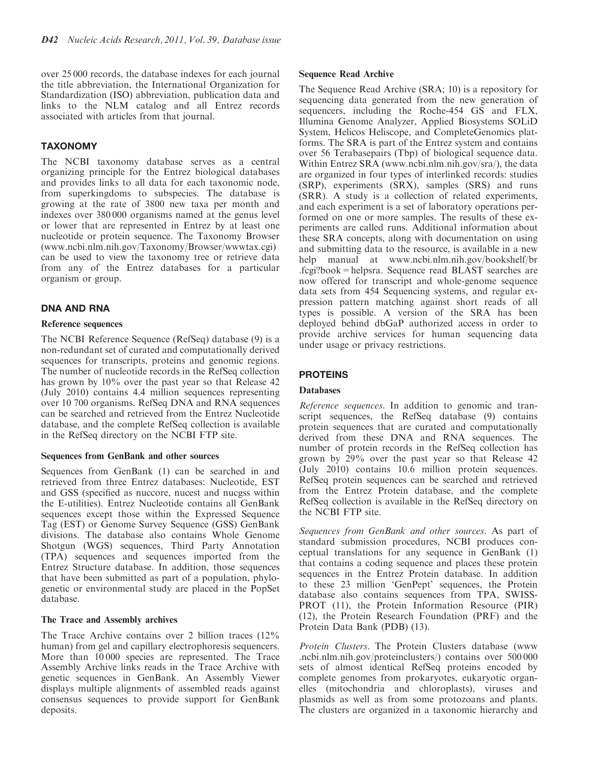over 25 000 records, the database indexes for each journal the title abbreviation, the International Organization for Standardization (ISO) abbreviation, publication data and links to the NLM catalog and all Entrez records associated with articles from that journal.

## TAXONOMY

The NCBI taxonomy database serves as a central organizing principle for the Entrez biological databases and provides links to all data for each taxonomic node, from superkingdoms to subspecies. The database is growing at the rate of 3800 new taxa per month and indexes over 380 000 organisms named at the genus level or lower that are represented in Entrez by at least one nucleotide or protein sequence. The Taxonomy Browser (www.ncbi.nlm.nih.gov/Taxonomy/Browser/wwwtax.cgi) can be used to view the taxonomy tree or retrieve data from any of the Entrez databases for a particular organism or group.

## DNA AND RNA

### Reference sequences

The NCBI Reference Sequence (RefSeq) database (9) is a non-redundant set of curated and computationally derived sequences for transcripts, proteins and genomic regions. The number of nucleotide records in the RefSeq collection has grown by 10% over the past year so that Release 42 (July 2010) contains 4.4 million sequences representing over 10 700 organisms. RefSeq DNA and RNA sequences can be searched and retrieved from the Entrez Nucleotide database, and the complete RefSeq collection is available in the RefSeq directory on the NCBI FTP site.

### Sequences from GenBank and other sources

Sequences from GenBank (1) can be searched in and retrieved from three Entrez databases: Nucleotide, EST and GSS (specified as nuccore, nucest and nucgss within the E-utilities). Entrez Nucleotide contains all GenBank sequences except those within the Expressed Sequence Tag (EST) or Genome Survey Sequence (GSS) GenBank divisions. The database also contains Whole Genome Shotgun (WGS) sequences, Third Party Annotation (TPA) sequences and sequences imported from the Entrez Structure database. In addition, those sequences that have been submitted as part of a population, phylogenetic or environmental study are placed in the PopSet database.

### The Trace and Assembly archives

The Trace Archive contains over 2 billion traces (12% human) from gel and capillary electrophoresis sequencers. More than 10 000 species are represented. The Trace Assembly Archive links reads in the Trace Archive with genetic sequences in GenBank. An Assembly Viewer displays multiple alignments of assembled reads against consensus sequences to provide support for GenBank deposits.

### Sequence Read Archive

The Sequence Read Archive (SRA; 10) is a repository for sequencing data generated from the new generation of sequencers, including the Roche-454 GS and FLX, Illumina Genome Analyzer, Applied Biosystems SOLiD System, Helicos Heliscope, and CompleteGenomics platforms. The SRA is part of the Entrez system and contains over 56 Terabasepairs (Tbp) of biological sequence data. Within Entrez SRA (www.ncbi.nlm.nih.gov/sra/), the data are organized in four types of interlinked records: studies (SRP), experiments (SRX), samples (SRS) and runs (SRR). A study is a collection of related experiments, and each experiment is a set of laboratory operations performed on one or more samples. The results of these experiments are called runs. Additional information about these SRA concepts, along with documentation on using and submitting data to the resource, is available in a new help manual at www.ncbi.nlm.nih.gov/bookshelf/br.fcgi?book=helpsra. Sequence read BLAST searches are now offered for transcript and whole-genome sequence data sets from 454 Sequencing systems, and regular expression pattern matching against short reads of all types is possible. A version of the SRA has been deployed behind dbGaP authorized access in order to provide archive services for human sequencing data under usage or privacy restrictions.

## PROTEINS

### Databases

*Reference sequences*. In addition to genomic and transcript sequences, the RefSeq database (9) contains protein sequences that are curated and computationally derived from these DNA and RNA sequences. The number of protein records in the RefSeq collection has grown by 29% over the past year so that Release 42 (July 2010) contains 10.6 million protein sequences. RefSeq protein sequences can be searched and retrieved from the Entrez Protein database, and the complete RefSeq collection is available in the RefSeq directory on the NCBI FTP site.

*Sequences from GenBank and other sources*. As part of standard submission procedures, NCBI produces conceptual translations for any sequence in GenBank (1) that contains a coding sequence and places these protein sequences in the Entrez Protein database. In addition to these 23 million 'GenPept' sequences, the Protein database also contains sequences from TPA, SWISS-PROT (11), the Protein Information Resource (PIR) (12), the Protein Research Foundation (PRF) and the Protein Data Bank (PDB) (13).

*Protein Clusters*. The Protein Clusters database (www.ncbi.nlm.nih.gov/proteinclusters/) contains over 500 000 sets of almost identical RefSeq proteins encoded by complete genomes from prokaryotes, eukaryotic organelles (mitochondria and chloroplasts), viruses and plasmids as well as from some protozoans and plants. The clusters are organized in a taxonomic hierarchy and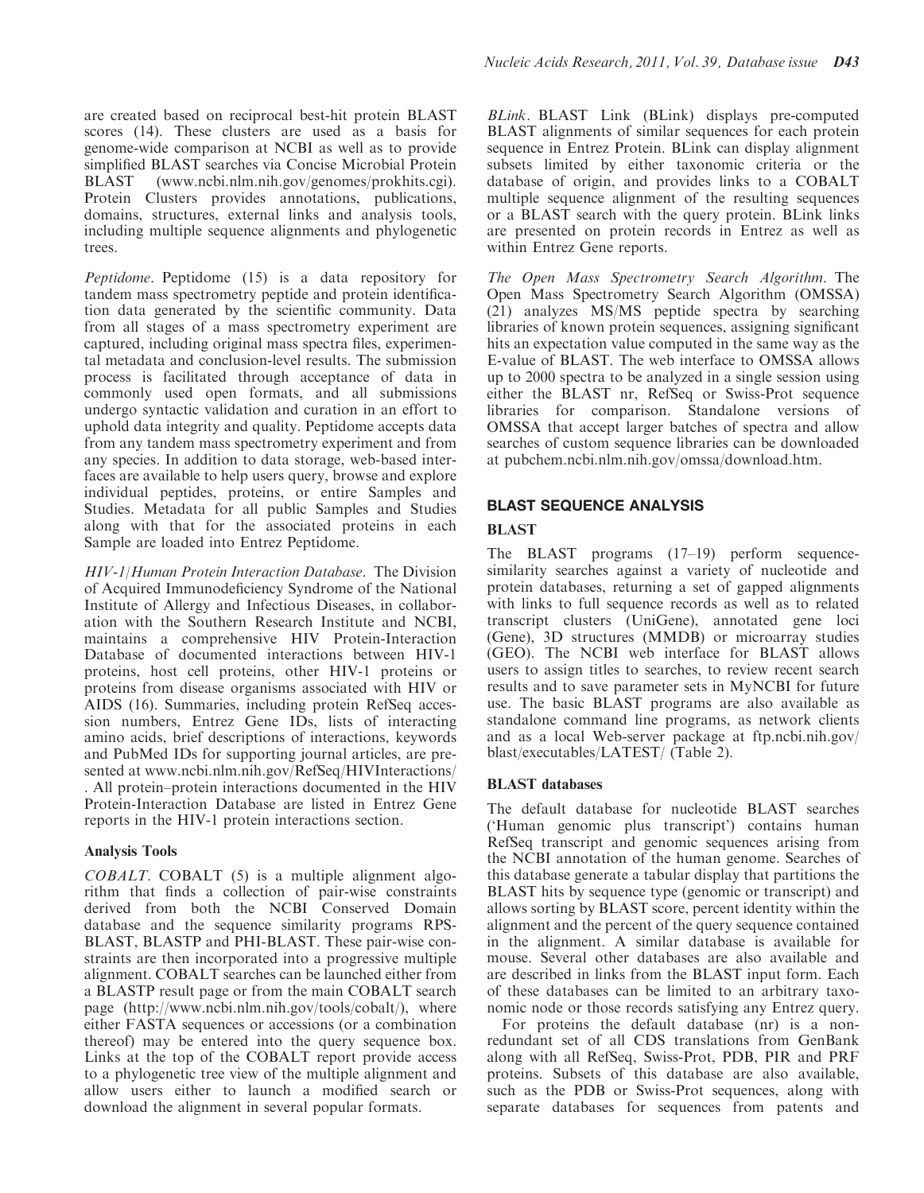are created based on reciprocal best-hit protein BLAST scores (14). These clusters are used as a basis for genome-wide comparison at NCBI as well as to provide simplified BLAST searches via Concise Microbial Protein BLAST (www.ncbi.nlm.nih.gov/genomes/prokhits.cgi). Protein Clusters provides annotations, publications, domains, structures, external links and analysis tools, including multiple sequence alignments and phylogenetic trees.

*Peptidome*. Peptidome (15) is a data repository for tandem mass spectrometry peptide and protein identification data generated by the scientific community. Data from all stages of a mass spectrometry experiment are captured, including original mass spectra files, experimental metadata and conclusion-level results. The submission process is facilitated through acceptance of data in commonly used open formats, and all submissions undergo syntactic validation and curation in an effort to uphold data integrity and quality. Peptidome accepts data from any tandem mass spectrometry experiment and from any species. In addition to data storage, web-based interfaces are available to help users query, browse and explore individual peptides, proteins, or entire Samples and Studies. Metadata for all public Samples and Studies along with that for the associated proteins in each Sample are loaded into Entrez Peptidome.

*HIV-1/Human Protein Interaction Database*. The Division of Acquired Immunodeficiency Syndrome of the National Institute of Allergy and Infectious Diseases, in collaboration with the Southern Research Institute and NCBI, maintains a comprehensive HIV Protein-Interaction Database of documented interactions between HIV-1 proteins, host cell proteins, other HIV-1 proteins or proteins from disease organisms associated with HIV or AIDS (16). Summaries, including protein RefSeq accession numbers, Entrez Gene IDs, lists of interacting amino acids, brief descriptions of interactions, keywords and PubMed IDs for supporting journal articles, are presented at www.ncbi.nlm.nih.gov/RefSeq/HIVInteractions/. All protein–protein interactions documented in the HIV Protein-Interaction Database are listed in Entrez Gene reports in the HIV-1 protein interactions section.

### Analysis Tools

*COBALT*. COBALT (5) is a multiple alignment algorithm that finds a collection of pair-wise constraints derived from both the NCBI Conserved Domain database and the sequence similarity programs RPS-BLAST, BLASTP and PHI-BLAST. These pair-wise constraints are then incorporated into a progressive multiple alignment. COBALT searches can be launched either from a BLASTP result page or from the main COBALT search page (http://www.ncbi.nlm.nih.gov/tools/cobalt/), where either FASTA sequences or accessions (or a combination thereof) may be entered into the query sequence box. Links at the top of the COBALT report provide access to a phylogenetic tree view of the multiple alignment and allow users either to launch a modified search or download the alignment in several popular formats.

*BLink*. BLAST Link (BLink) displays pre-computed BLAST alignments of similar sequences for each protein sequence in Entrez Protein. BLink can display alignment subsets limited by either taxonomic criteria or the database of origin, and provides links to a COBALT multiple sequence alignment of the resulting sequences or a BLAST search with the query protein. BLink links are presented on protein records in Entrez as well as within Entrez Gene reports.

*The Open Mass Spectrometry Search Algorithm*. The Open Mass Spectrometry Search Algorithm (OMSSA) (21) analyzes MS/MS peptide spectra by searching libraries of known protein sequences, assigning significant hits an expectation value computed in the same way as the E-value of BLAST. The web interface to OMSSA allows up to 2000 spectra to be analyzed in a single session using either the BLAST nr, RefSeq or Swiss-Prot sequence libraries for comparison. Standalone versions of OMSSA that accept larger batches of spectra and allow searches of custom sequence libraries can be downloaded at pubchem.ncbi.nlm.nih.gov/omssa/download.htm.

## BLAST SEQUENCE ANALYSIS

### BLAST

The BLAST programs (17–19) perform sequence-similarity searches against a variety of nucleotide and protein databases, returning a set of gapped alignments with links to full sequence records as well as to related transcript clusters (UniGene), annotated gene loci (Gene), 3D structures (MMDB) or microarray studies (GEO). The NCBI web interface for BLAST allows users to assign titles to searches, to review recent search results and to save parameter sets in MyNCBI for future use. The basic BLAST programs are also available as standalone command line programs, as network clients and as a local Web-server package at ftp.ncbi.nlm.nih.gov/blast/executables/LATEST/ (Table 2).

### BLAST databases

The default database for nucleotide BLAST searches ('Human genomic plus transcript') contains human RefSeq transcript and genomic sequences arising from the NCBI annotation of the human genome. Searches of this database generate a tabular display that partitions the BLAST hits by sequence type (genomic or transcript) and allows sorting by BLAST score, percent identity within the alignment and the percent of the query sequence contained in the alignment. A similar database is available for mouse. Several other databases are also available and are described in links from the BLAST input form. Each of these databases can be limited to an arbitrary taxonomic node or those records satisfying any Entrez query.

For proteins the default database (nr) is a non-redundant set of all CDS translations from GenBank along with all RefSeq, Swiss-Prot, PDB, PIR and PRF proteins. Subsets of this database are also available, such as the PDB or Swiss-Prot sequences, along with separate databases for sequences from patents and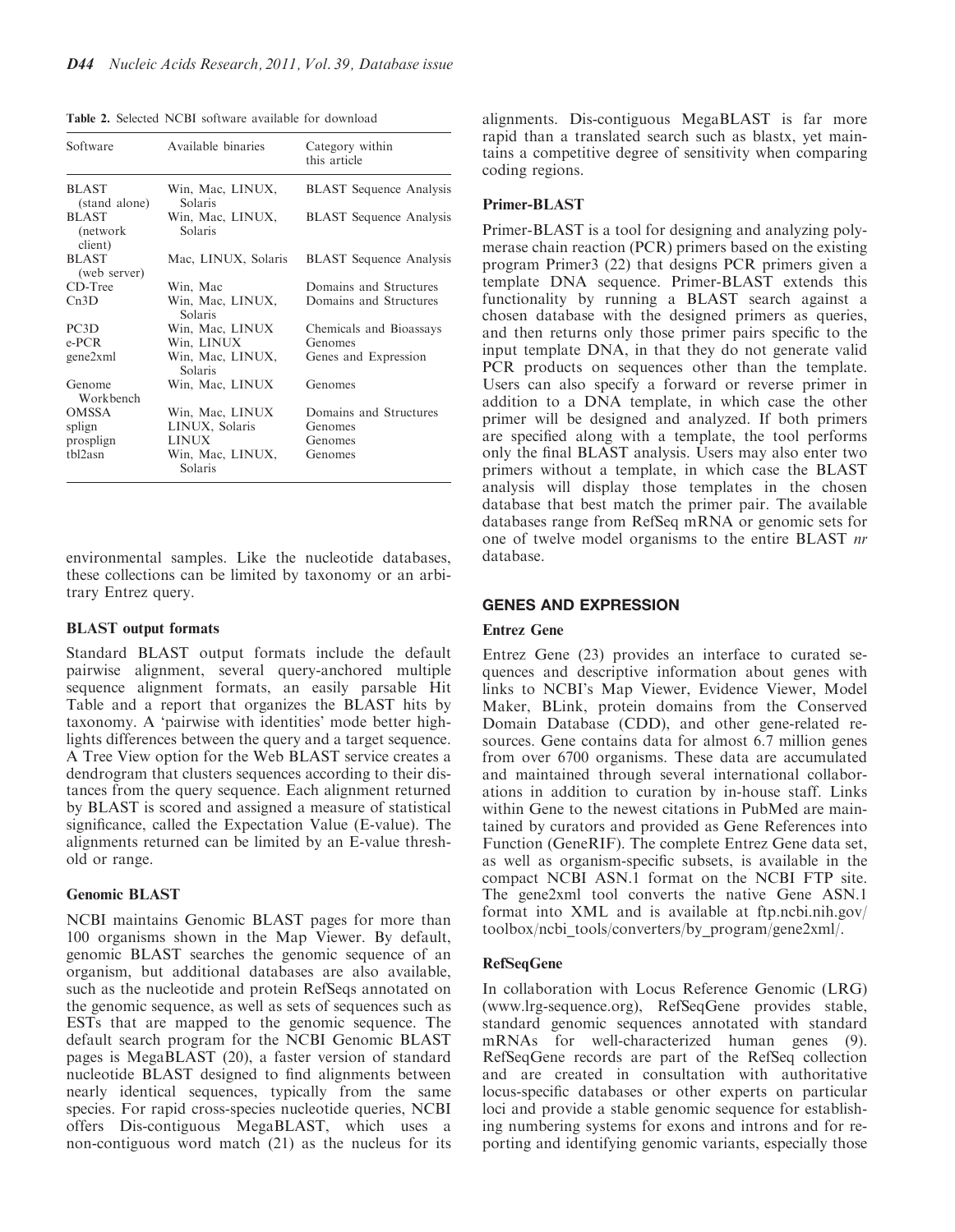Table 2. Selected NCBI software available for download

| Software | Available binaries | Category within this article |
|---|---|---|
| BLAST (stand alone) | Win, Mac, LINUX, Solaris | BLAST Sequence Analysis |
| BLAST (network client) | Win, Mac, LINUX, Solaris | BLAST Sequence Analysis |
| BLAST (web server) | Mac, LINUX, Solaris | BLAST Sequence Analysis |
| CD-Tree | Win, Mac | Domains and Structures |
| Cn3D | Win, Mac, LINUX, Solaris | Domains and Structures |
| PC3D | Win, Mac, LINUX | Chemicals and Bioassays |
| e-PCR | Win, LINUX | Genomes |
| gene2xml | Win, Mac, LINUX, Solaris | Genes and Expression |
| Genome Workbench | Win, Mac, LINUX | Genomes |
| OMSSA | Win, Mac, LINUX | Domains and Structures |
| splign | LINUX, Solaris | Genomes |
| prosplign | LINUX | Genomes |
| tbl2asn | Win, Mac, LINUX, Solaris | Genomes |

environmental samples. Like the nucleotide databases, these collections can be limited by taxonomy or an arbitrary Entrez query.

### BLAST output formats

Standard BLAST output formats include the default pairwise alignment, several query-anchored multiple sequence alignment formats, an easily parsable Hit Table and a report that organizes the BLAST hits by taxonomy. A 'pairwise with identities' mode better highlights differences between the query and a target sequence. A Tree View option for the Web BLAST service creates a dendrogram that clusters sequences according to their distances from the query sequence. Each alignment returned by BLAST is scored and assigned a measure of statistical significance, called the Expectation Value (E-value). The alignments returned can be limited by an E-value threshold or range.

### Genomic BLAST

NCBI maintains Genomic BLAST pages for more than 100 organisms shown in the Map Viewer. By default, genomic BLAST searches the genomic sequence of an organism, but additional databases are also available, such as the nucleotide and protein RefSeqs annotated on the genomic sequence, as well as sets of sequences such as ESTs that are mapped to the genomic sequence. The default search program for the NCBI Genomic BLAST pages is MegaBLAST (20), a faster version of standard nucleotide BLAST designed to find alignments between nearly identical sequences, typically from the same species. For rapid cross-species nucleotide queries, NCBI offers Dis-contiguous MegaBLAST, which uses a non-contiguous word match (21) as the nucleus for its alignments. Dis-contiguous MegaBLAST is far more rapid than a translated search such as blastx, yet maintains a competitive degree of sensitivity when comparing coding regions.

### Primer-BLAST

Primer-BLAST is a tool for designing and analyzing polymerase chain reaction (PCR) primers based on the existing program Primer3 (22) that designs PCR primers given a template DNA sequence. Primer-BLAST extends this functionality by running a BLAST search against a chosen database with the designed primers as queries, and then returns only those primer pairs specific to the input template DNA, in that they do not generate valid PCR products on sequences other than the template. Users can also specify a forward or reverse primer in addition to a DNA template, in which case the other primer will be designed and analyzed. If both primers are specified along with a template, the tool performs only the final BLAST analysis. Users may also enter two primers without a template, in which case the BLAST analysis will display those templates in the chosen database that best match the primer pair. The available databases range from RefSeq mRNA or genomic sets for one of twelve model organisms to the entire BLAST *nr* database.

## GENES AND EXPRESSION

### Entrez Gene

Entrez Gene (23) provides an interface to curated sequences and descriptive information about genes with links to NCBI's Map Viewer, Evidence Viewer, Model Maker, BLink, protein domains from the Conserved Domain Database (CDD), and other gene-related resources. Gene contains data for almost 6.7 million genes from over 6700 organisms. These data are accumulated and maintained through several international collaborations in addition to curation by in-house staff. Links within Gene to the newest citations in PubMed are maintained by curators and provided as Gene References into Function (GeneRIF). The complete Entrez Gene data set, as well as organism-specific subsets, is available in the compact NCBI ASN.1 format on the NCBI FTP site. The gene2xml tool converts the native Gene ASN.1 format into XML and is available at ftp.ncbi.nih.gov/toolbox/ncbi_tools/converters/by_program/gene2xml/.

### RefSeqGene

In collaboration with Locus Reference Genomic (LRG) (www.lrg-sequence.org), RefSeqGene provides stable, standard genomic sequences annotated with standard mRNAs for well-characterized human genes (9). RefSeqGene records are part of the RefSeq collection and are created in consultation with authoritative locus-specific databases or other experts on particular loci and provide a stable genomic sequence for establishing numbering systems for exons and introns and for reporting and identifying genomic variants, especially those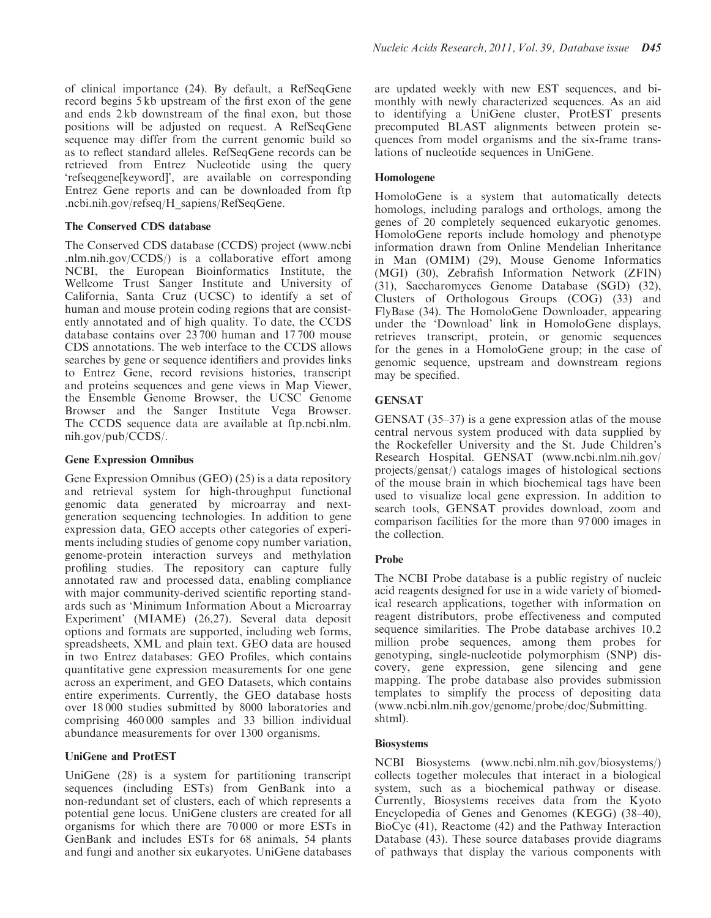of clinical importance (24). By default, a RefSeqGene record begins 5 kb upstream of the first exon of the gene and ends 2 kb downstream of the final exon, but those positions will be adjusted on request. A RefSeqGene sequence may differ from the current genomic build so as to reflect standard alleles. RefSeqGene records can be retrieved from Entrez Nucleotide using the query 'refseqgene[keyword]', are available on corresponding Entrez Gene reports and can be downloaded from ftp.ncbi.nih.gov/refseq/H_sapiens/RefSeqGene.

### The Conserved CDS database

The Conserved CDS database (CCDS) project (www.ncbi.nlm.nih.gov/CCDS/) is a collaborative effort among NCBI, the European Bioinformatics Institute, the Wellcome Trust Sanger Institute and University of California, Santa Cruz (UCSC) to identify a set of human and mouse protein coding regions that are consistently annotated and of high quality. To date, the CCDS database contains over 23 700 human and 17 700 mouse CDS annotations. The web interface to the CCDS allows searches by gene or sequence identifiers and provides links to Entrez Gene, record revisions histories, transcript and proteins sequences and gene views in Map Viewer, the Ensemble Genome Browser, the UCSC Genome Browser and the Sanger Institute Vega Browser. The CCDS sequence data are available at ftp.ncbi.nlm.nih.gov/pub/CCDS/.

### Gene Expression Omnibus

Gene Expression Omnibus (GEO) (25) is a data repository and retrieval system for high-throughput functional genomic data generated by microarray and next-generation sequencing technologies. In addition to gene expression data, GEO accepts other categories of experiments including studies of genome copy number variation, genome-protein interaction surveys and methylation profiling studies. The repository can capture fully annotated raw and processed data, enabling compliance with major community-derived scientific reporting standards such as 'Minimum Information About a Microarray Experiment' (MIAME) (26,27). Several data deposit options and formats are supported, including web forms, spreadsheets, XML and plain text. GEO data are housed in two Entrez databases: GEO Profiles, which contains quantitative gene expression measurements for one gene across an experiment, and GEO Datasets, which contains entire experiments. Currently, the GEO database hosts over 18 000 studies submitted by 8000 laboratories and comprising 460 000 samples and 33 billion individual abundance measurements for over 1300 organisms.

### UniGene and ProtEST

UniGene (28) is a system for partitioning transcript sequences (including ESTs) from GenBank into a non-redundant set of clusters, each of which represents a potential gene locus. UniGene clusters are created for all organisms for which there are 70 000 or more ESTs in GenBank and includes ESTs for 68 animals, 54 plants and fungi and another six eukaryotes. UniGene databases are updated weekly with new EST sequences, and bi-monthly with newly characterized sequences. As an aid to identifying a UniGene cluster, ProtEST presents precomputed BLAST alignments between protein sequences from model organisms and the six-frame translations of nucleotide sequences in UniGene.

### Homologene

HomoloGene is a system that automatically detects homologs, including paralogs and orthologs, among the genes of 20 completely sequenced eukaryotic genomes. HomoloGene reports include homology and phenotype information drawn from Online Mendelian Inheritance in Man (OMIM) (29), Mouse Genome Informatics (MGI) (30), Zebrafish Information Network (ZFIN) (31), Saccharomyces Genome Database (SGD) (32), Clusters of Orthologous Groups (COG) (33) and FlyBase (34). The HomoloGene Downloader, appearing under the 'Download' link in HomoloGene displays, retrieves transcript, protein, or genomic sequences for the genes in a HomoloGene group; in the case of genomic sequence, upstream and downstream regions may be specified.

### GENSAT

GENSAT (35–37) is a gene expression atlas of the mouse central nervous system produced with data supplied by the Rockefeller University and the St. Jude Children's Research Hospital. GENSAT (www.ncbi.nlm.nih.gov/projects/gensat/) catalogs images of histological sections of the mouse brain in which biochemical tags have been used to visualize local gene expression. In addition to search tools, GENSAT provides download, zoom and comparison facilities for the more than 97 000 images in the collection.

### Probe

The NCBI Probe database is a public registry of nucleic acid reagents designed for use in a wide variety of biomedical research applications, together with information on reagent distributors, probe effectiveness and computed sequence similarities. The Probe database archives 10.2 million probe sequences, among them probes for genotyping, single-nucleotide polymorphism (SNP) discovery, gene expression, gene silencing and gene mapping. The probe database also provides submission templates to simplify the process of depositing data (www.ncbi.nlm.nih.gov/genome/probe/doc/Submitting.shtml).

### Biosystems

NCBI Biosystems (www.ncbi.nlm.nih.gov/biosystems/) collects together molecules that interact in a biological system, such as a biochemical pathway or disease. Currently, Biosystems receives data from the Kyoto Encyclopedia of Genes and Genomes (KEGG) (38–40), BioCyc (41), Reactome (42) and the Pathway Interaction Database (43). These source databases provide diagrams of pathways that display the various components with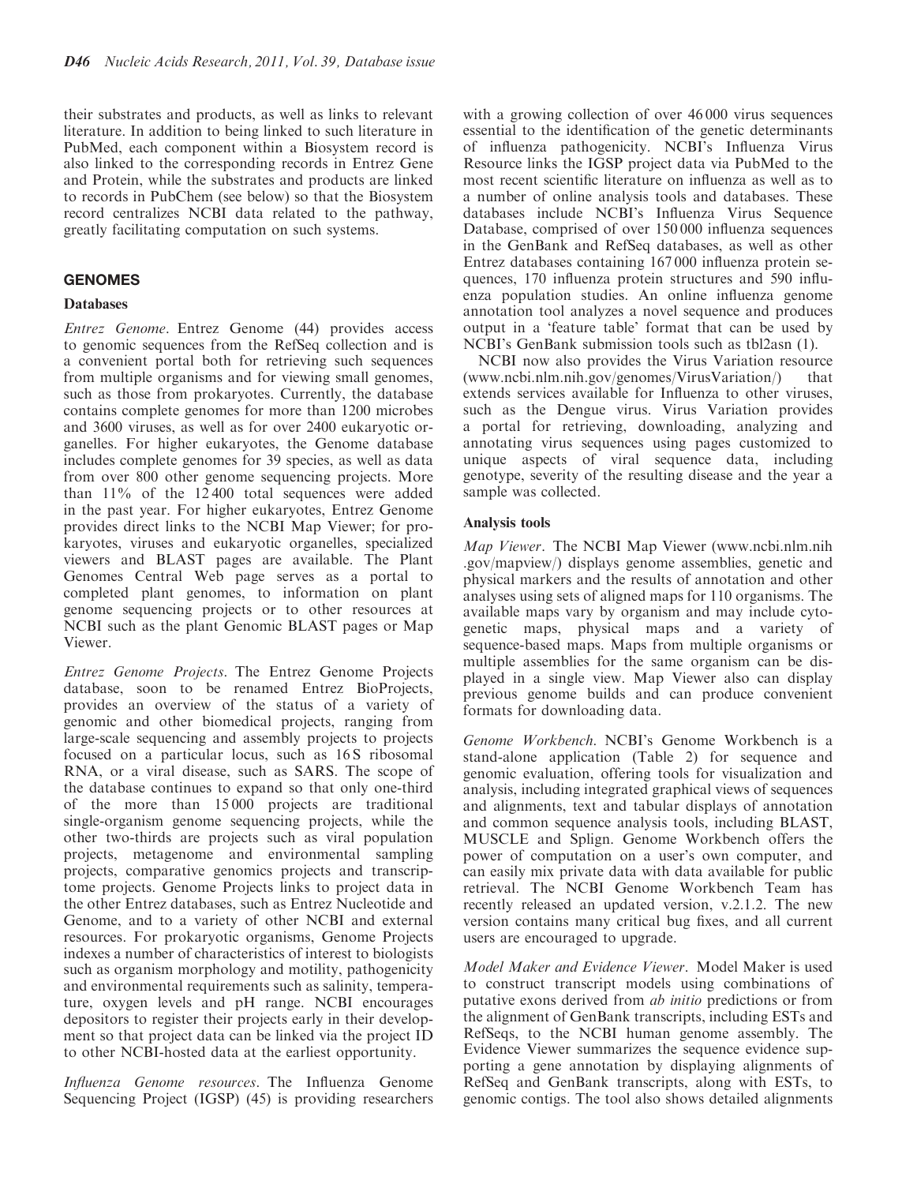their substrates and products, as well as links to relevant literature. In addition to being linked to such literature in PubMed, each component within a Biosystem record is also linked to the corresponding records in Entrez Gene and Protein, while the substrates and products are linked to records in PubChem (see below) so that the Biosystem record centralizes NCBI data related to the pathway, greatly facilitating computation on such systems.

## GENOMES

### Databases

*Entrez Genome*. Entrez Genome (44) provides access to genomic sequences from the RefSeq collection and is a convenient portal both for retrieving such sequences from multiple organisms and for viewing small genomes, such as those from prokaryotes. Currently, the database contains complete genomes for more than 1200 microbes and 3600 viruses, as well as for over 2400 eukaryotic organelles. For higher eukaryotes, the Genome database includes complete genomes for 39 species, as well as data from over 800 other genome sequencing projects. More than 11% of the 12 400 total sequences were added in the past year. For higher eukaryotes, Entrez Genome provides direct links to the NCBI Map Viewer; for prokaryotes, viruses and eukaryotic organelles, specialized viewers and BLAST pages are available. The Plant Genomes Central Web page serves as a portal to completed plant genomes, to information on plant genome sequencing projects or to other resources at NCBI such as the plant Genomic BLAST pages or Map Viewer.

*Entrez Genome Projects*. The Entrez Genome Projects database, soon to be renamed Entrez BioProjects, provides an overview of the status of a variety of genomic and other biomedical projects, ranging from large-scale sequencing and assembly projects to projects focused on a particular locus, such as 16 S ribosomal RNA, or a viral disease, such as SARS. The scope of the database continues to expand so that only one-third of the more than 15 000 projects are traditional single-organism genome sequencing projects, while the other two-thirds are projects such as viral population projects, metagenome and environmental sampling projects, comparative genomics projects and transcriptome projects. Genome Projects links to project data in the other Entrez databases, such as Entrez Nucleotide and Genome, and to a variety of other NCBI and external resources. For prokaryotic organisms, Genome Projects indexes a number of characteristics of interest to biologists such as organism morphology and motility, pathogenicity and environmental requirements such as salinity, temperature, oxygen levels and pH range. NCBI encourages depositors to register their projects early in their development so that project data can be linked via the project ID to other NCBI-hosted data at the earliest opportunity.

*Influenza Genome resources*. The Influenza Genome Sequencing Project (IGSP) (45) is providing researchers with a growing collection of over 46 000 virus sequences essential to the identification of the genetic determinants of influenza pathogenicity. NCBI's Influenza Virus Resource links the IGSP project data via PubMed to the most recent scientific literature on influenza as well as to a number of online analysis tools and databases. These databases include NCBI's Influenza Virus Sequence Database, comprised of over 150 000 influenza sequences in the GenBank and RefSeq databases, as well as other Entrez databases containing 167 000 influenza protein sequences, 170 influenza protein structures and 590 influenza population studies. An online influenza genome annotation tool analyzes a novel sequence and produces output in a 'feature table' format that can be used by NCBI's GenBank submission tools such as tbl2asn (1).

NCBI now also provides the Virus Variation resource (www.ncbi.nlm.nih.gov/genomes/VirusVariation/) that extends services available for Influenza to other viruses, such as the Dengue virus. Virus Variation provides a portal for retrieving, downloading, analyzing and annotating virus sequences using pages customized to unique aspects of viral sequence data, including genotype, severity of the resulting disease and the year a sample was collected.

### Analysis tools

*Map Viewer*. The NCBI Map Viewer (www.ncbi.nlm.nih.gov/mapview/) displays genome assemblies, genetic and physical markers and the results of annotation and other analyses using sets of aligned maps for 110 organisms. The available maps vary by organism and may include cytogenetic maps, physical maps and a variety of sequence-based maps. Maps from multiple organisms or multiple assemblies for the same organism can be displayed in a single view. Map Viewer also can display previous genome builds and can produce convenient formats for downloading data.

*Genome Workbench*. NCBI's Genome Workbench is a stand-alone application (Table 2) for sequence and genomic evaluation, offering tools for visualization and analysis, including integrated graphical views of sequences and alignments, text and tabular displays of annotation and common sequence analysis tools, including BLAST, MUSCLE and Splign. Genome Workbench offers the power of computation on a user's own computer, and can easily mix private data with data available for public retrieval. The NCBI Genome Workbench Team has recently released an updated version, v.2.1.2. The new version contains many critical bug fixes, and all current users are encouraged to upgrade.

*Model Maker and Evidence Viewer*. Model Maker is used to construct transcript models using combinations of putative exons derived from *ab initio* predictions or from the alignment of GenBank transcripts, including ESTs and RefSeqs, to the NCBI human genome assembly. The Evidence Viewer summarizes the sequence evidence supporting a gene annotation by displaying alignments of RefSeq and GenBank transcripts, along with ESTs, to genomic contigs. The tool also shows detailed alignments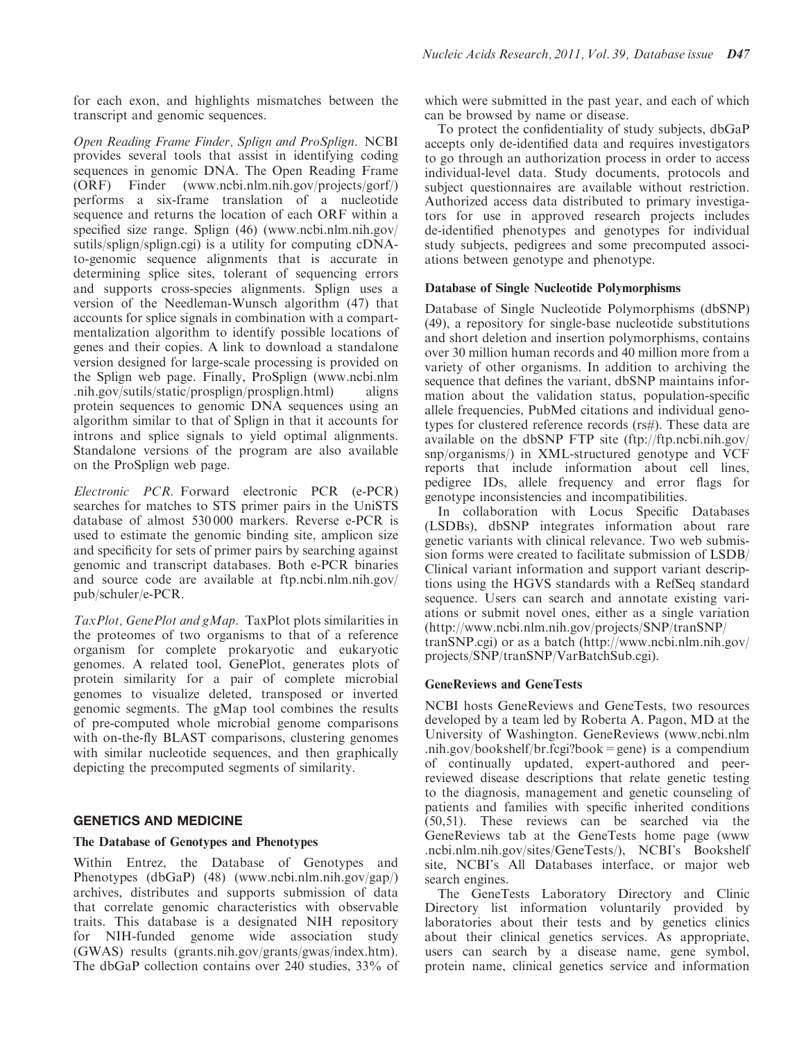for each exon, and highlights mismatches between the transcript and genomic sequences.

*Open Reading Frame Finder, Splign and ProSplign*. NCBI provides several tools that assist in identifying coding sequences in genomic DNA. The Open Reading Frame (ORF) Finder (www.ncbi.nlm.nih.gov/projects/gorf/) performs a six-frame translation of a nucleotide sequence and returns the location of each ORF within a specified size range. Splign (46) (www.ncbi.nlm.nih.gov/sutils/splign/splign.cgi) is a utility for computing cDNA-to-genomic sequence alignments that is accurate in determining splice sites, tolerant of sequencing errors and supports cross-species alignments. Splign uses a version of the Needleman-Wunsch algorithm (47) that accounts for splice signals in combination with a compartmentalization algorithm to identify possible locations of genes and their copies. A link to download a standalone version designed for large-scale processing is provided on the Splign web page. Finally, ProSplign (www.ncbi.nlm.nih.gov/sutils/static/prosplign/prosplign.html) aligns protein sequences to genomic DNA sequences using an algorithm similar to that of Splign in that it accounts for introns and splice signals to yield optimal alignments. Standalone versions of the program are also available on the ProSplign web page.

*Electronic PCR*. Forward electronic PCR (e-PCR) searches for matches to STS primer pairs in the UniSTS database of almost 530 000 markers. Reverse e-PCR is used to estimate the genomic binding site, amplicon size and specificity for sets of primer pairs by searching against genomic and transcript databases. Both e-PCR binaries and source code are available at ftp.ncbi.nlm.nih.gov/pub/schuler/e-PCR.

*TaxPlot, GenePlot and gMap*. TaxPlot plots similarities in the proteomes of two organisms to that of a reference organism for complete prokaryotic and eukaryotic genomes. A related tool, GenePlot, generates plots of protein similarity for a pair of complete microbial genomes to visualize deleted, transposed or inverted genomic segments. The gMap tool combines the results of pre-computed whole microbial genome comparisons with on-the-fly BLAST comparisons, clustering genomes with similar nucleotide sequences, and then graphically depicting the precomputed segments of similarity.

## GENETICS AND MEDICINE

### The Database of Genotypes and Phenotypes

Within Entrez, the Database of Genotypes and Phenotypes (dbGaP) (48) (www.ncbi.nlm.nih.gov/gap/) archives, distributes and supports submission of data that correlate genomic characteristics with observable traits. This database is a designated NIH repository for NIH-funded genome wide association study (GWAS) results (grants.nih.gov/grants/gwas/index.htm). The dbGaP collection contains over 240 studies, 33% of which were submitted in the past year, and each of which can be browsed by name or disease.

To protect the confidentiality of study subjects, dbGaP accepts only de-identified data and requires investigators to go through an authorization process in order to access individual-level data. Study documents, protocols and subject questionnaires are available without restriction. Authorized access data distributed to primary investigators for use in approved research projects includes de-identified phenotypes and genotypes for individual study subjects, pedigrees and some precomputed associations between genotype and phenotype.

### Database of Single Nucleotide Polymorphisms

Database of Single Nucleotide Polymorphisms (dbSNP) (49), a repository for single-base nucleotide substitutions and short deletion and insertion polymorphisms, contains over 30 million human records and 40 million more from a variety of other organisms. In addition to archiving the sequence that defines the variant, dbSNP maintains information about the validation status, population-specific allele frequencies, PubMed citations and individual genotypes for clustered reference records (rs#). These data are available on the dbSNP FTP site (ftp://ftp.ncbi.nih.gov/snp/organisms/) in XML-structured genotype and VCF reports that include information about cell lines, pedigree IDs, allele frequency and error flags for genotype inconsistencies and incompatibilities.

In collaboration with Locus Specific Databases (LSDBs), dbSNP integrates information about rare genetic variants with clinical relevance. Two web submission forms were created to facilitate submission of LSDB/Clinical variant information and support variant descriptions using the HGVS standards with a RefSeq standard sequence. Users can search and annotate existing variations or submit novel ones, either as a single variation (http://www.ncbi.nlm.nih.gov/projects/SNP/tranSNP/tranSNP.cgi) or as a batch (http://www.ncbi.nlm.nih.gov/projects/SNP/tranSNP/VarBatchSub.cgi).

### GeneReviews and GeneTests

NCBI hosts GeneReviews and GeneTests, two resources developed by a team led by Roberta A. Pagon, MD at the University of Washington. GeneReviews (www.ncbi.nlm.nih.gov/bookshelf/br.fcgi?book=gene) is a compendium of continually updated, expert-authored and peer-reviewed disease descriptions that relate genetic testing to the diagnosis, management and genetic counseling of patients and families with specific inherited conditions (50,51). These reviews can be searched via the GeneReviews tab at the GeneTests home page (www.ncbi.nlm.nih.gov/sites/GeneTests/), NCBI's Bookshelf site, NCBI's All Databases interface, or major web search engines.

The GeneTests Laboratory Directory and Clinic Directory list information voluntarily provided by laboratories about their tests and by genetics clinics about their clinical genetics services. As appropriate, users can search by a disease name, gene symbol, protein name, clinical genetics service and information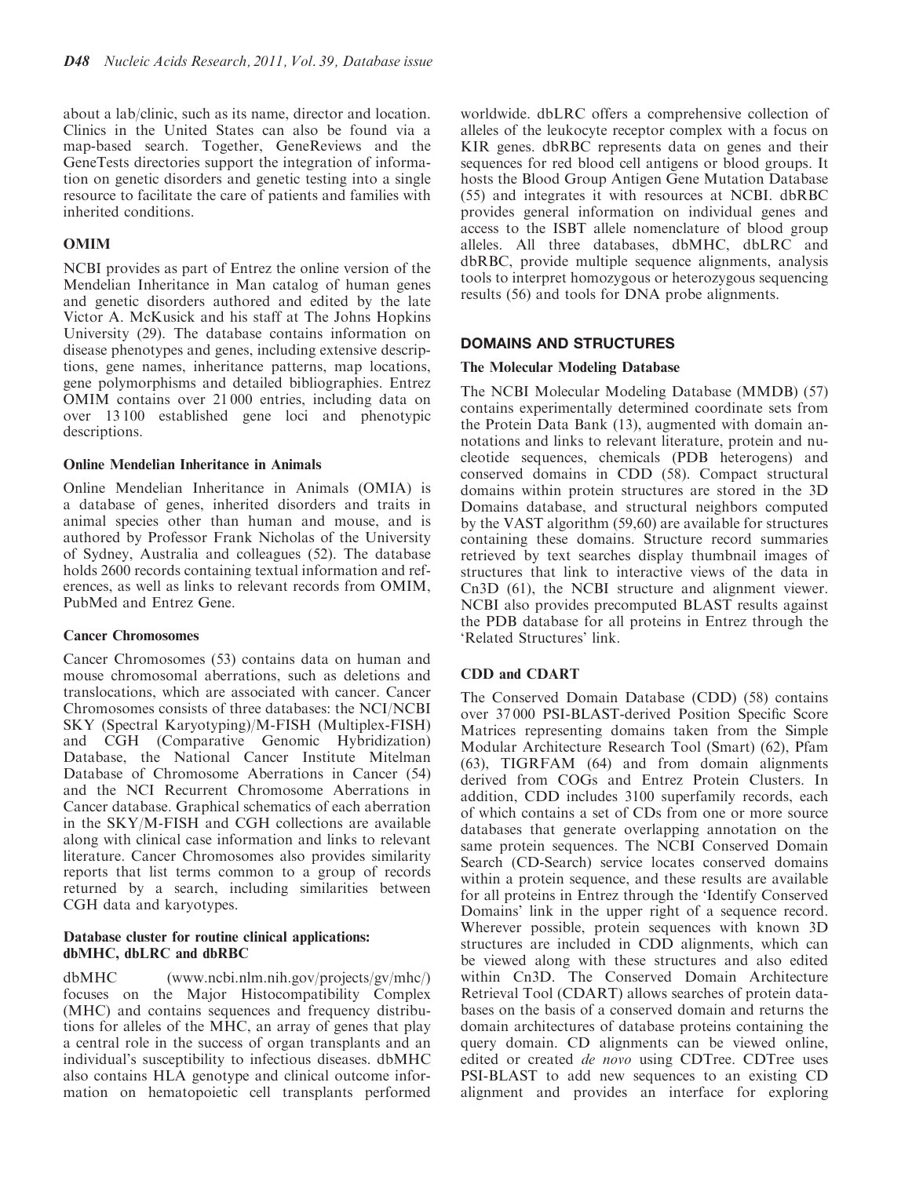about a lab/clinic, such as its name, director and location. Clinics in the United States can also be found via a map-based search. Together, GeneReviews and the GeneTests directories support the integration of information on genetic disorders and genetic testing into a single resource to facilitate the care of patients and families with inherited conditions.

### OMIM

NCBI provides as part of Entrez the online version of the Mendelian Inheritance in Man catalog of human genes and genetic disorders authored and edited by the late Victor A. McKusick and his staff at The Johns Hopkins University (29). The database contains information on disease phenotypes and genes, including extensive descriptions, gene names, inheritance patterns, map locations, gene polymorphisms and detailed bibliographies. Entrez OMIM contains over 21 000 entries, including data on over 13 100 established gene loci and phenotypic descriptions.

### Online Mendelian Inheritance in Animals

Online Mendelian Inheritance in Animals (OMIA) is a database of genes, inherited disorders and traits in animal species other than human and mouse, and is authored by Professor Frank Nicholas of the University of Sydney, Australia and colleagues (52). The database holds 2600 records containing textual information and references, as well as links to relevant records from OMIM, PubMed and Entrez Gene.

### Cancer Chromosomes

Cancer Chromosomes (53) contains data on human and mouse chromosomal aberrations, such as deletions and translocations, which are associated with cancer. Cancer Chromosomes consists of three databases: the NCI/NCBI SKY (Spectral Karyotyping)/M-FISH (Multiplex-FISH) and CGH (Comparative Genomic Hybridization) Database, the National Cancer Institute Mitelman Database of Chromosome Aberrations in Cancer (54) and the NCI Recurrent Chromosome Aberrations in Cancer database. Graphical schematics of each aberration in the SKY/M-FISH and CGH collections are available along with clinical case information and links to relevant literature. Cancer Chromosomes also provides similarity reports that list terms common to a group of records returned by a search, including similarities between CGH data and karyotypes.

### Database cluster for routine clinical applications: dbMHC, dbLRC and dbRBC

dbMHC (www.ncbi.nlm.nih.gov/projects/gv/mhc/) focuses on the Major Histocompatibility Complex (MHC) and contains sequences and frequency distributions for alleles of the MHC, an array of genes that play a central role in the success of organ transplants and an individual's susceptibility to infectious diseases. dbMHC also contains HLA genotype and clinical outcome information on hematopoietic cell transplants performed worldwide. dbLRC offers a comprehensive collection of alleles of the leukocyte receptor complex with a focus on KIR genes. dbRBC represents data on genes and their sequences for red blood cell antigens or blood groups. It hosts the Blood Group Antigen Gene Mutation Database (55) and integrates it with resources at NCBI. dbRBC provides general information on individual genes and access to the ISBT allele nomenclature of blood group alleles. All three databases, dbMHC, dbLRC and dbRBC, provide multiple sequence alignments, analysis tools to interpret homozygous or heterozygous sequencing results (56) and tools for DNA probe alignments.

## DOMAINS AND STRUCTURES

### The Molecular Modeling Database

The NCBI Molecular Modeling Database (MMDB) (57) contains experimentally determined coordinate sets from the Protein Data Bank (13), augmented with domain annotations and links to relevant literature, protein and nucleotide sequences, chemicals (PDB heterogens) and conserved domains in CDD (58). Compact structural domains within protein structures are stored in the 3D Domains database, and structural neighbors computed by the VAST algorithm (59,60) are available for structures containing these domains. Structure record summaries retrieved by text searches display thumbnail images of structures that link to interactive views of the data in Cn3D (61), the NCBI structure and alignment viewer. NCBI also provides precomputed BLAST results against the PDB database for all proteins in Entrez through the 'Related Structures' link.

### CDD and CDART

The Conserved Domain Database (CDD) (58) contains over 37 000 PSI-BLAST-derived Position Specific Score Matrices representing domains taken from the Simple Modular Architecture Research Tool (Smart) (62), Pfam (63), TIGRFAM (64) and from domain alignments derived from COGs and Entrez Protein Clusters. In addition, CDD includes 3100 superfamily records, each of which contains a set of CDs from one or more source databases that generate overlapping annotation on the same protein sequences. The NCBI Conserved Domain Search (CD-Search) service locates conserved domains within a protein sequence, and these results are available for all proteins in Entrez through the 'Identify Conserved Domains' link in the upper right of a sequence record. Wherever possible, protein sequences with known 3D structures are included in CDD alignments, which can be viewed along with these structures and also edited within Cn3D. The Conserved Domain Architecture Retrieval Tool (CDART) allows searches of protein databases on the basis of a conserved domain and returns the domain architectures of database proteins containing the query domain. CD alignments can be viewed online, edited or created *de novo* using CDTree. CDTree uses PSI-BLAST to add new sequences to an existing CD alignment and provides an interface for exploring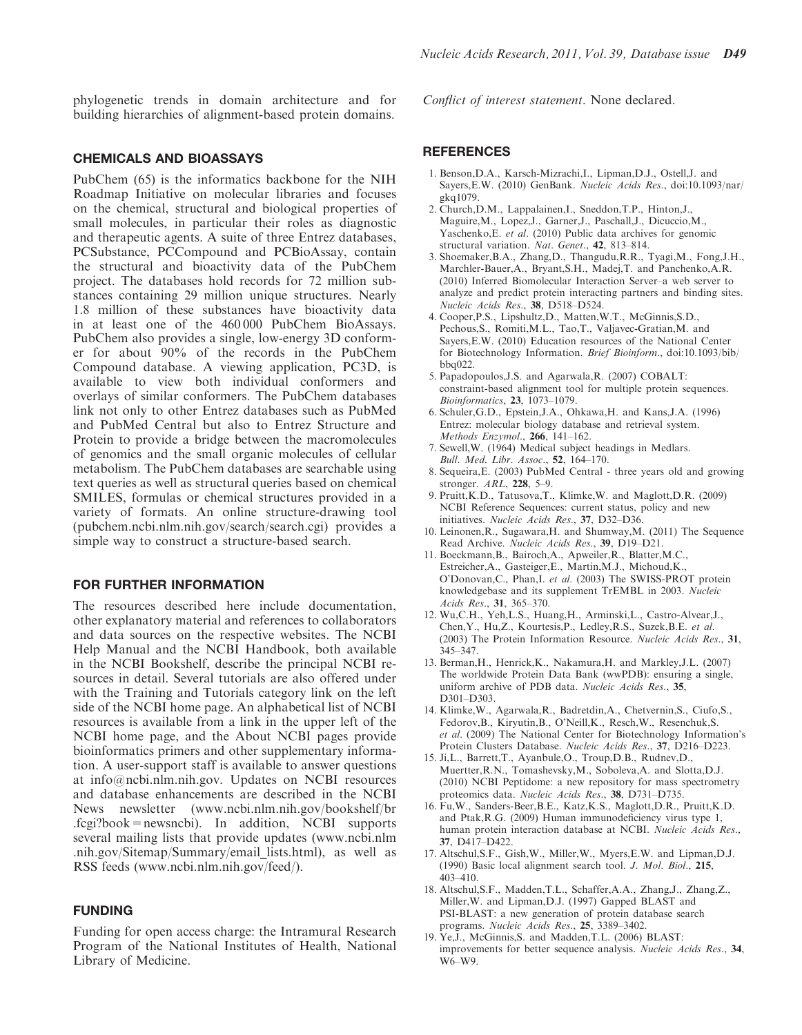phylogenetic trends in domain architecture and for building hierarchies of alignment-based protein domains.

## CHEMICALS AND BIOASSAYS

PubChem (65) is the informatics backbone for the NIH Roadmap Initiative on molecular libraries and focuses on the chemical, structural and biological properties of small molecules, in particular their roles as diagnostic and therapeutic agents. A suite of three Entrez databases, PCSubstance, PCCompound and PCBioAssay, contain the structural and bioactivity data of the PubChem project. The databases hold records for 72 million substances containing 29 million unique structures. Nearly 1.8 million of these substances have bioactivity data in at least one of the 460 000 PubChem BioAssays. PubChem also provides a single, low-energy 3D conformer for about 90% of the records in the PubChem Compound database. A viewing application, PC3D, is available to view both individual conformers and overlays of similar conformers. The PubChem databases link not only to other Entrez databases such as PubMed and PubMed Central but also to Entrez Structure and Protein to provide a bridge between the macromolecules of genomics and the small organic molecules of cellular metabolism. The PubChem databases are searchable using text queries as well as structural queries based on chemical SMILES, formulas or chemical structures provided in a variety of formats. An online structure-drawing tool (pubchem.ncbi.nlm.nih.gov/search/search.cgi) provides a simple way to construct a structure-based search.

## FOR FURTHER INFORMATION

The resources described here include documentation, other explanatory material and references to collaborators and data sources on the respective websites. The NCBI Help Manual and the NCBI Handbook, both available in the NCBI Bookshelf, describe the principal NCBI resources in detail. Several tutorials are also offered under with the Training and Tutorials category link on the left side of the NCBI home page. An alphabetical list of NCBI resources is available from a link in the upper left of the NCBI home page, and the About NCBI pages provide bioinformatics primers and other supplementary information. A user-support staff is available to answer questions at info@ncbi.nlm.nih.gov. Updates on NCBI resources and database enhancements are described in the NCBI News newsletter (www.ncbi.nlm.nih.gov/bookshelf/br.fcgi?book=newsncbi). In addition, NCBI supports several mailing lists that provide updates (www.ncbi.nlm.nih.gov/Sitemap/Summary/email_lists.html), as well as RSS feeds (www.ncbi.nlm.nih.gov/feed/).

## FUNDING

Funding for open access charge: the Intramural Research Program of the National Institutes of Health, National Library of Medicine.

*Conflict of interest statement*. None declared.

## REFERENCES

1. Benson,D.A., Karsch-Mizrachi,I., Lipman,D.J., Ostell,J. and Sayers,E.W. (2010) GenBank. *Nucleic Acids Res.*, doi:10.1093/nar/gkq1079.
2. Church,D.M., Lappalainen,I., Sneddon,T.P., Hinton,J., Maguire,M., Lopez,J., Garner,J., Paschall,J., Dicuccio,M., Yaschenko,E. *et al*. (2010) Public data archives for genomic structural variation. *Nat. Genet.*, **42**, 813–814.
3. Shoemaker,B.A., Zhang,D., Thangudu,R.R., Tyagi,M., Fong,J.H., Marchler-Bauer,A., Bryant,S.H., Madej,T. and Panchenko,A.R. (2010) Inferred Biomolecular Interaction Server–a web server to analyze and predict protein interacting partners and binding sites. *Nucleic Acids Res.*, **38**, D518–D524.
4. Cooper,P.S., Lipshultz,D., Matten,W.T., McGinnis,S.D., Pechous,S., Romiti,M.L., Tao,T., Valjavec-Gratian,M. and Sayers,E.W. (2010) Education resources of the National Center for Biotechnology Information. *Brief Bioinform.*, doi:10.1093/bib/bbq022.
5. Papadopoulos,J.S. and Agarwala,R. (2007) COBALT: constraint-based alignment tool for multiple protein sequences. *Bioinformatics*, **23**, 1073–1079.
6. Schuler,G.D., Epstein,J.A., Ohkawa,H. and Kans,J.A. (1996) Entrez: molecular biology database and retrieval system. *Methods Enzymol.*, **266**, 141–162.
7. Sewell,W. (1964) Medical subject headings in Medlars. *Bull. Med. Libr. Assoc.*, **52**, 164–170.
8. Sequeira,E. (2003) PubMed Central - three years old and growing stronger. *ARL*, **228**, 5–9.
9. Pruitt,K.D., Tatusova,T., Klimke,W. and Maglott,D.R. (2009) NCBI Reference Sequences: current status, policy and new initiatives. *Nucleic Acids Res.*, **37**, D32–D36.
10. Leinonen,R., Sugawara,H. and Shumway,M. (2011) The Sequence Read Archive. *Nucleic Acids Res.*, **39**, D19–D21.
11. Boeckmann,B., Bairoch,A., Apweiler,R., Blatter,M.C., Estreicher,A., Gasteiger,E., Martin,M.J., Michoud,K., O'Donovan,C., Phan,I. *et al*. (2003) The SWISS-PROT protein knowledgebase and its supplement TrEMBL in 2003. *Nucleic Acids Res.*, **31**, 365–370.
12. Wu,C.H., Yeh,L.S., Huang,H., Arminski,L., Castro-Alvear,J., Chen,Y., Hu,Z., Kourtesis,P., Ledley,R.S., Suzek,B.E. *et al*. (2003) The Protein Information Resource. *Nucleic Acids Res.*, **31**, 345–347.
13. Berman,H., Henrick,K., Nakamura,H. and Markley,J.L. (2007) The worldwide Protein Data Bank (wwPDB): ensuring a single, uniform archive of PDB data. *Nucleic Acids Res.*, **35**, D301–D303.
14. Klimke,W., Agarwala,R., Badretdin,A., Chetvernin,S., Ciufo,S., Fedorov,B., Kiryutin,B., O'Neill,K., Resch,W., Resenchuk,S. *et al*. (2009) The National Center for Biotechnology Information's Protein Clusters Database. *Nucleic Acids Res.*, **37**, D216–D223.
15. Ji,L., Barrett,T., Ayanbule,O., Troup,D.B., Rudnev,D., Muertter,R.N., Tomashevsky,M., Soboleva,A. and Slotta,D.J. (2010) NCBI Peptidome: a new repository for mass spectrometry proteomics data. *Nucleic Acids Res.*, **38**, D731–D735.
16. Fu,W., Sanders-Beer,B.E., Katz,K.S., Maglott,D.R., Pruitt,K.D. and Ptak,R.G. (2009) Human immunodeficiency virus type 1, human protein interaction database at NCBI. *Nucleic Acids Res.*, **37**, D417–D422.
17. Altschul,S.F., Gish,W., Miller,W., Myers,E.W. and Lipman,D.J. (1990) Basic local alignment search tool. *J. Mol. Biol.*, **215**, 403–410.
18. Altschul,S.F., Madden,T.L., Schaffer,A.A., Zhang,J., Zhang,Z., Miller,W. and Lipman,D.J. (1997) Gapped BLAST and PSI-BLAST: a new generation of protein database search programs. *Nucleic Acids Res.*, **25**, 3389–3402.
19. Ye,J., McGinnis,S. and Madden,T.L. (2006) BLAST: improvements for better sequence analysis. *Nucleic Acids Res.*, **34**, W6–W9.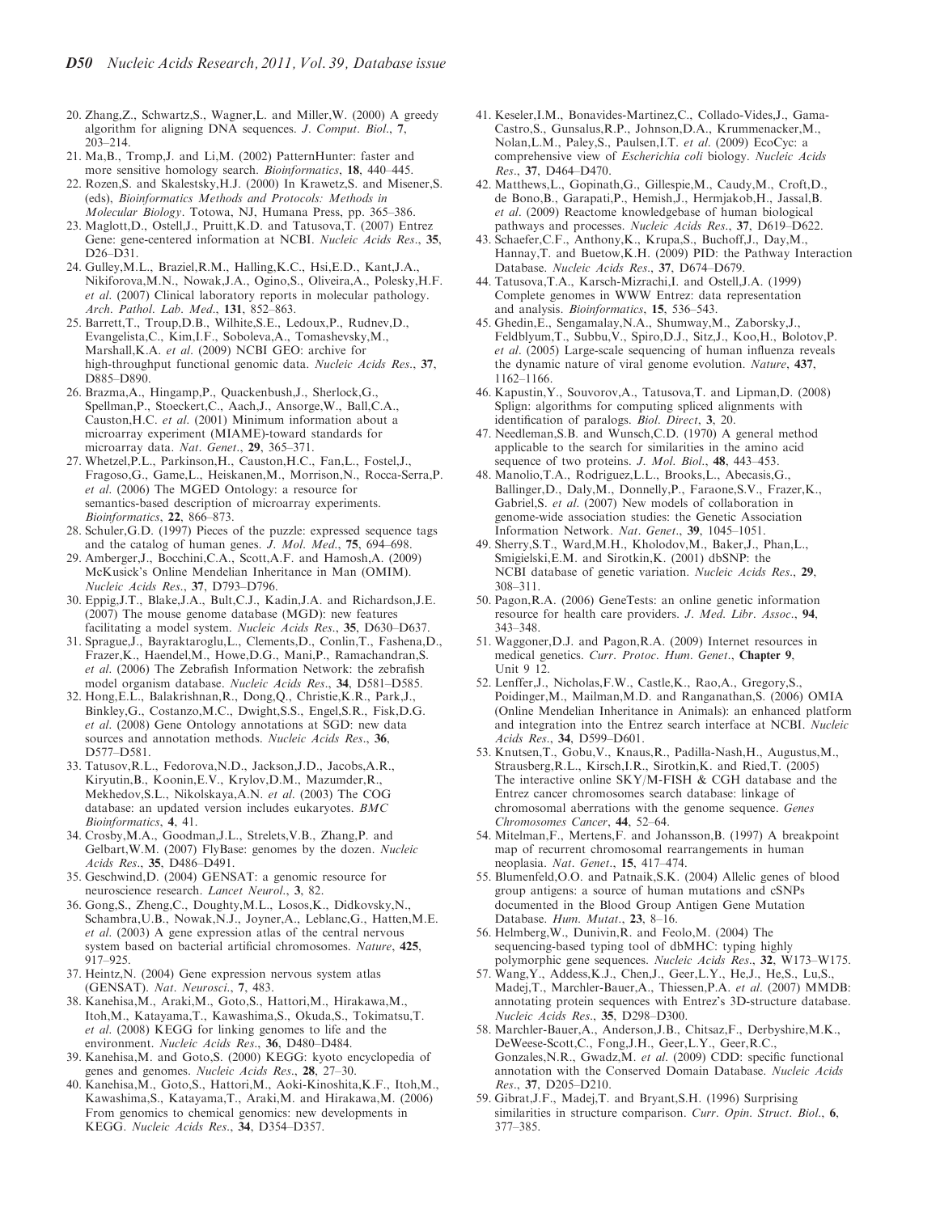20. Zhang,Z., Schwartz,S., Wagner,L. and Miller,W. (2000) A greedy algorithm for aligning DNA sequences. *J. Comput. Biol.*, **7**, 203–214.
21. Ma,B., Tromp,J. and Li,M. (2002) PatternHunter: faster and more sensitive homology search. *Bioinformatics*, **18**, 440–445.
22. Rozen,S. and Skalestsky,H.J. (2000) In Krawetz,S. and Misener,S. (eds), *Bioinformatics Methods and Protocols: Methods in Molecular Biology*. Totowa, NJ, Humana Press, pp. 365–386.
23. Maglott,D., Ostell,J., Pruitt,K.D. and Tatusova,T. (2007) Entrez Gene: gene-centered information at NCBI. *Nucleic Acids Res.*, **35**, D26–D31.
24. Gulley,M.L., Braziel,R.M., Halling,K.C., Hsi,E.D., Kant,J.A., Nikiforova,M.N., Nowak,J.A., Ogino,S., Oliveira,A., Polesky,H.F. *et al.* (2007) Clinical laboratory reports in molecular pathology. *Arch. Pathol. Lab. Med.*, **131**, 852–863.
25. Barrett,T., Troup,D.B., Wilhite,S.E., Ledoux,P., Rudnev,D., Evangelista,C., Kim,I.F., Soboleva,A., Tomashevsky,M., Marshall,K.A. *et al.* (2009) NCBI GEO: archive for high-throughput functional genomic data. *Nucleic Acids Res.*, **37**, D885–D890.
26. Brazma,A., Hingamp,P., Quackenbush,J., Sherlock,G., Spellman,P., Stoeckert,C., Aach,J., Ansorge,W., Ball,C.A., Causton,H.C. *et al.* (2001) Minimum information about a microarray experiment (MIAME)-toward standards for microarray data. *Nat. Genet.*, **29**, 365–371.
27. Whetzel,P.L., Parkinson,H., Causton,H.C., Fan,L., Fostel,J., Fragoso,G., Game,L., Heiskanen,M., Morrison,N., Rocca-Serra,P. *et al.* (2006) The MGED Ontology: a resource for semantics-based description of microarray experiments. *Bioinformatics*, **22**, 866–873.
28. Schuler,G.D. (1997) Pieces of the puzzle: expressed sequence tags and the catalog of human genes. *J. Mol. Med.*, **75**, 694–698.
29. Amberger,J., Bocchini,C.A., Scott,A.F. and Hamosh,A. (2009) McKusick's Online Mendelian Inheritance in Man (OMIM). *Nucleic Acids Res.*, **37**, D793–D796.
30. Eppig,J.T., Blake,J.A., Bult,C.J., Kadin,J.A. and Richardson,J.E. (2007) The mouse genome database (MGD): new features facilitating a model system. *Nucleic Acids Res.*, **35**, D630–D637.
31. Sprague,J., Bayraktaroglu,L., Clements,D., Conlin,T., Fashena,D., Frazer,K., Haendel,M., Howe,D.G., Mani,P., Ramachandran,S. *et al.* (2006) The Zebrafish Information Network: the zebrafish model organism database. *Nucleic Acids Res.*, **34**, D581–D585.
32. Hong,E.L., Balakrishnan,R., Dong,Q., Christie,K.R., Park,J., Binkley,G., Costanzo,M.C., Dwight,S.S., Engel,S.R., Fisk,D.G. *et al.* (2008) Gene Ontology annotations at SGD: new data sources and annotation methods. *Nucleic Acids Res.*, **36**, D577–D581.
33. Tatusov,R.L., Fedorova,N.D., Jackson,J.D., Jacobs,A.R., Kiryutin,B., Koonin,E.V., Krylov,D.M., Mazumder,R., Mekhedov,S.L., Nikolskaya,A.N. *et al.* (2003) The COG database: an updated version includes eukaryotes. *BMC Bioinformatics*, **4**, 41.
34. Crosby,M.A., Goodman,J.L., Strelets,V.B., Zhang,P. and Gelbart,W.M. (2007) FlyBase: genomes by the dozen. *Nucleic Acids Res.*, **35**, D486–D491.
35. Geschwind,D. (2004) GENSAT: a genomic resource for neuroscience research. *Lancet Neurol.*, **3**, 82.
36. Gong,S., Zheng,C., Doughty,M.L., Losos,K., Didkovsky,N., Schambra,U.B., Nowak,N.J., Joyner,A., Leblanc,G., Hatten,M.E. *et al.* (2003) A gene expression atlas of the central nervous system based on bacterial artificial chromosomes. *Nature*, **425**, 917–925.
37. Heintz,N. (2004) Gene expression nervous system atlas (GENSAT). *Nat. Neurosci.*, **7**, 483.
38. Kanehisa,M., Araki,M., Goto,S., Hattori,M., Hirakawa,M., Itoh,M., Katayama,T., Kawashima,S., Okuda,S., Tokimatsu,T. *et al.* (2008) KEGG for linking genomes to life and the environment. *Nucleic Acids Res.*, **36**, D480–D484.
39. Kanehisa,M. and Goto,S. (2000) KEGG: kyoto encyclopedia of genes and genomes. *Nucleic Acids Res.*, **28**, 27–30.
40. Kanehisa,M., Goto,S., Hattori,M., Aoki-Kinoshita,K.F., Itoh,M., Kawashima,S., Katayama,T., Araki,M. and Hirakawa,M. (2006) From genomics to chemical genomics: new developments in KEGG. *Nucleic Acids Res.*, **34**, D354–D357.
41. Keseler,I.M., Bonavides-Martinez,C., Collado-Vides,J., Gama-Castro,S., Gunsalus,R.P., Johnson,D.A., Krummenacker,M., Nolan,L.M., Paley,S., Paulsen,I.T. *et al.* (2009) EcoCyc: a comprehensive view of *Escherichia coli* biology. *Nucleic Acids Res.*, **37**, D464–D470.
42. Matthews,L., Gopinath,G., Gillespie,M., Caudy,M., Croft,D., de Bono,B., Garapati,P., Hemish,J., Hermjakob,H., Jassal,B. *et al.* (2009) Reactome knowledgebase of human biological pathways and processes. *Nucleic Acids Res.*, **37**, D619–D622.
43. Schaefer,C.F., Anthony,K., Krupa,S., Buchoff,J., Day,M., Hannay,T. and Buetow,K.H. (2009) PID: the Pathway Interaction Database. *Nucleic Acids Res.*, **37**, D674–D679.
44. Tatusova,T.A., Karsch-Mizrachi,I. and Ostell,J.A. (1999) Complete genomes in WWW Entrez: data representation and analysis. *Bioinformatics*, **15**, 536–543.
45. Ghedin,E., Sengamalay,N.A., Shumway,M., Zaborsky,J., Feldblyum,T., Subbu,V., Spiro,D.J., Sitz,J., Koo,H., Bolotov,P. *et al.* (2005) Large-scale sequencing of human influenza reveals the dynamic nature of viral genome evolution. *Nature*, **437**, 1162–1166.
46. Kapustin,Y., Souvorov,A., Tatusova,T. and Lipman,D. (2008) Splign: algorithms for computing spliced alignments with identification of paralogs. *Biol. Direct*, **3**, 20.
47. Needleman,S.B. and Wunsch,C.D. (1970) A general method applicable to the search for similarities in the amino acid sequence of two proteins. *J. Mol. Biol.*, **48**, 443–453.
48. Manolio,T.A., Rodriguez,L.L., Brooks,L., Abecasis,G., Ballinger,D., Daly,M., Donnelly,P., Faraone,S.V., Frazer,K., Gabriel,S. *et al.* (2007) New models of collaboration in genome-wide association studies: the Genetic Association Information Network. *Nat. Genet.*, **39**, 1045–1051.
49. Sherry,S.T., Ward,M.H., Kholodov,M., Baker,J., Phan,L., Smigielski,E.M. and Sirotkin,K. (2001) dbSNP: the NCBI database of genetic variation. *Nucleic Acids Res.*, **29**, 308–311.
50. Pagon,R.A. (2006) GeneTests: an online genetic information resource for health care providers. *J. Med. Libr. Assoc.*, **94**, 343–348.
51. Waggoner,D.J. and Pagon,R.A. (2009) Internet resources in medical genetics. *Curr. Protoc. Hum. Genet.*, **Chapter 9**, Unit 9 12.
52. Lenffer,J., Nicholas,F.W., Castle,K., Rao,A., Gregory,S., Poidinger,M., Mailman,M.D. and Ranganathan,S. (2006) OMIA (Online Mendelian Inheritance in Animals): an enhanced platform and integration into the Entrez search interface at NCBI. *Nucleic Acids Res.*, **34**, D599–D601.
53. Knutsen,T., Gobu,V., Knaus,R., Padilla-Nash,H., Augustus,M., Strausberg,R.L., Kirsch,I.R., Sirotkin,K. and Ried,T. (2005) The interactive online SKY/M-FISH & CGH database and the Entrez cancer chromosomes search database: linkage of chromosomal aberrations with the genome sequence. *Genes Chromosomes Cancer*, **44**, 52–64.
54. Mitelman,F., Mertens,F. and Johansson,B. (1997) A breakpoint map of recurrent chromosomal rearrangements in human neoplasia. *Nat. Genet.*, **15**, 417–474.
55. Blumenfeld,O.O. and Patnaik,S.K. (2004) Allelic genes of blood group antigens: a source of human mutations and cSNPs documented in the Blood Group Antigen Gene Mutation Database. *Hum. Mutat.*, **23**, 8–16.
56. Helmberg,W., Dunivin,R. and Feolo,M. (2004) The sequencing-based typing tool of dbMHC: typing highly polymorphic gene sequences. *Nucleic Acids Res.*, **32**, W173–W175.
57. Wang,Y., Addess,K.J., Chen,J., Geer,L.Y., He,J., He,S., Lu,S., Madej,T., Marchler-Bauer,A., Thiessen,P.A. *et al.* (2007) MMDB: annotating protein sequences with Entrez's 3D-structure database. *Nucleic Acids Res.*, **35**, D298–D300.
58. Marchler-Bauer,A., Anderson,J.B., Chitsaz,F., Derbyshire,M.K., DeWeese-Scott,C., Fong,J.H., Geer,L.Y., Geer,R.C., Gonzales,N.R., Gwadz,M. *et al.* (2009) CDD: specific functional annotation with the Conserved Domain Database. *Nucleic Acids Res.*, **37**, D205–D210.
59. Gibrat,J.F., Madej,T. and Bryant,S.H. (1996) Surprising similarities in structure comparison. *Curr. Opin. Struct. Biol.*, **6**, 377–385.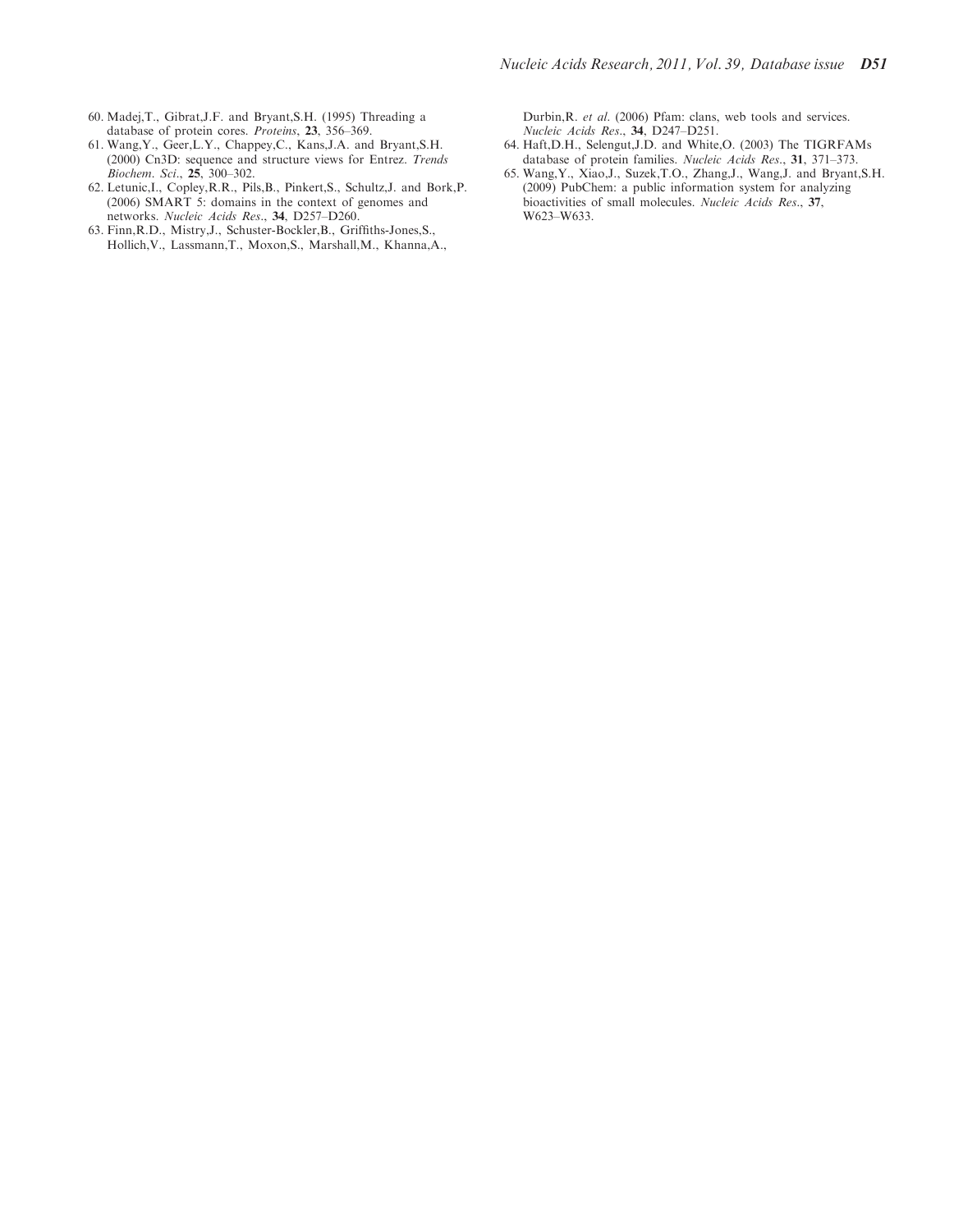60. Madej,T., Gibrat,J.F. and Bryant,S.H. (1995) Threading a database of protein cores. *Proteins*, **23**, 356–369.
61. Wang,Y., Geer,L.Y., Chappey,C., Kans,J.A. and Bryant,S.H. (2000) Cn3D: sequence and structure views for Entrez. *Trends Biochem. Sci.*, **25**, 300–302.
62. Letunic,I., Copley,R.R., Pils,B., Pinkert,S., Schultz,J. and Bork,P. (2006) SMART 5: domains in the context of genomes and networks. *Nucleic Acids Res.*, **34**, D257–D260.
63. Finn,R.D., Mistry,J., Schuster-Bockler,B., Griffiths-Jones,S., Hollich,V., Lassmann,T., Moxon,S., Marshall,M., Khanna,A., Durbin,R. *et al.* (2006) Pfam: clans, web tools and services. *Nucleic Acids Res.*, **34**, D247–D251.
64. Haft,D.H., Selengut,J.D. and White,O. (2003) The TIGRFAMs database of protein families. *Nucleic Acids Res.*, **31**, 371–373.
65. Wang,Y., Xiao,J., Suzek,T.O., Zhang,J., Wang,J. and Bryant,S.H. (2009) PubChem: a public information system for analyzing bioactivities of small molecules. *Nucleic Acids Res.*, **37**, W623–W633.